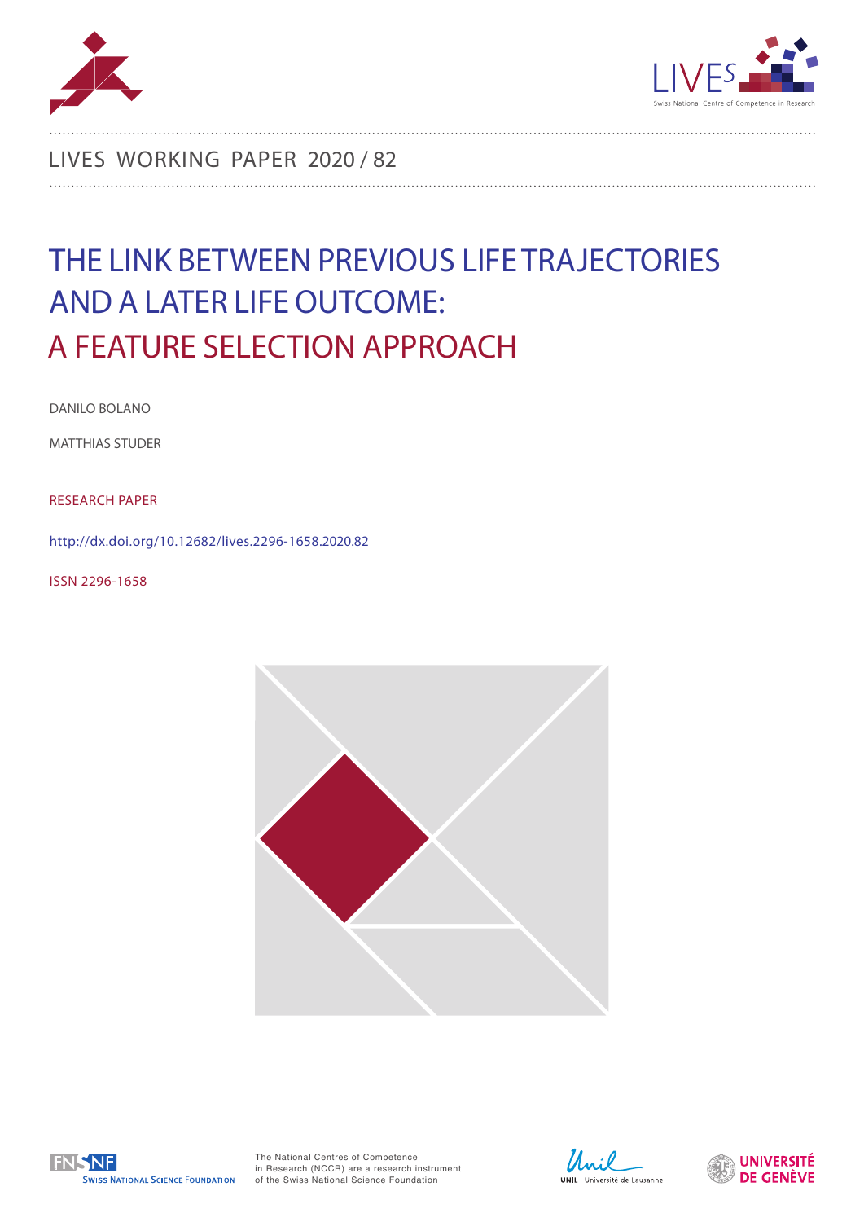LIVES WORKING PAPER 2020 / 82

# THE LINK BETWEEN PREVIOUS LIFE TRAJECTORIES AND A LATER LIFE OUTCOME: A FEATURE SELECTION APPROACH

DANILO BOLANO

MATTHIAS STUDER

RESEARCH PAPER

http://dx.doi.org/10.12682/lives.2296-1658.2020.82

ISSN 2296-1658

The National Centres of Competence in Research (NCCR) are a research instrument of the Swiss National Science Foundation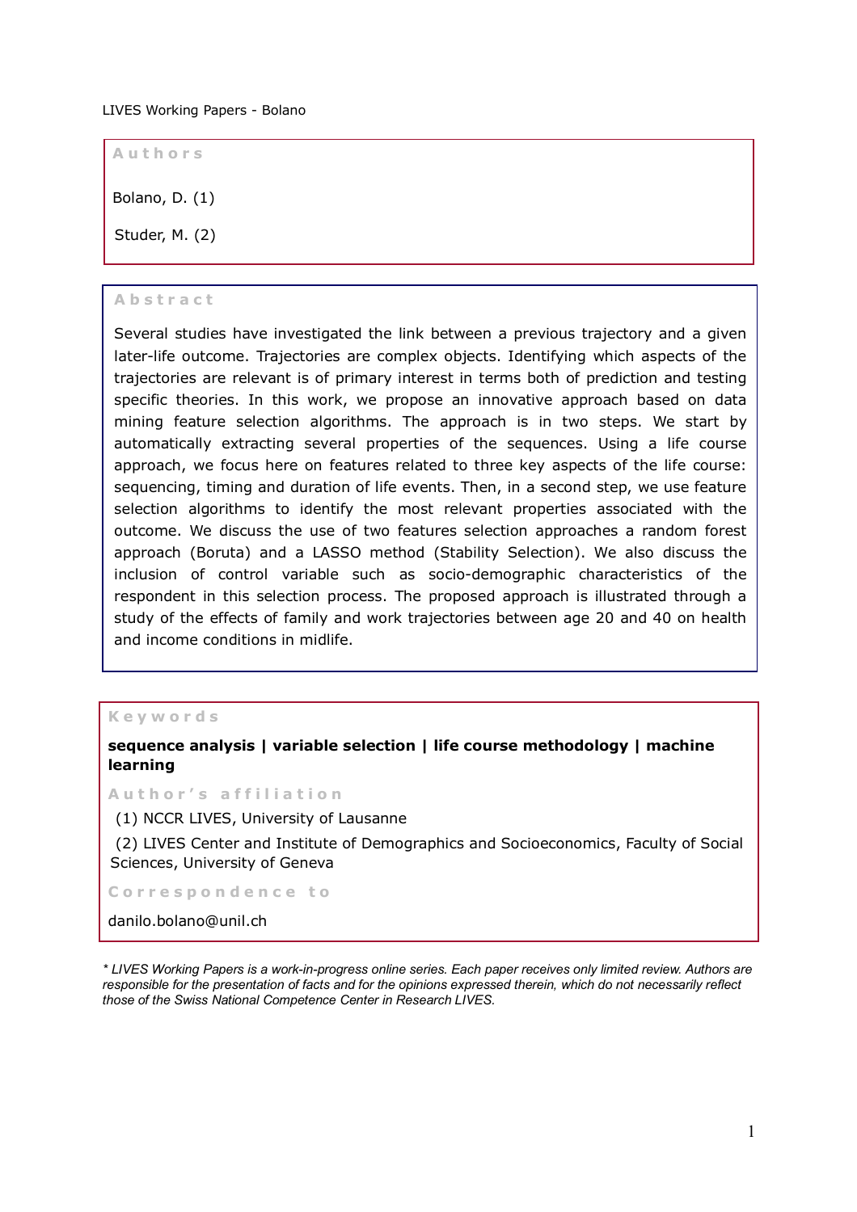**Authors**

Bolano, D. (1)

Studer, M. (2)

**Abstract**

Several studies have investigated the link between a previous trajectory and a given later-life outcome. Trajectories are complex objects. Identifying which aspects of the trajectories are relevant is of primary interest in terms both of prediction and testing specific theories. In this work, we propose an innovative approach based on data mining feature selection algorithms. The approach is in two steps. We start by automatically extracting several properties of the sequences. Using a life course approach, we focus here on features related to three key aspects of the life course: sequencing, timing and duration of life events. Then, in a second step, we use feature selection algorithms to identify the most relevant properties associated with the outcome. We discuss the use of two features selection approaches a random forest approach (Boruta) and a LASSO method (Stability Selection). We also discuss the inclusion of control variable such as socio-demographic characteristics of the respondent in this selection process. The proposed approach is illustrated through a study of the effects of family and work trajectories between age 20 and 40 on health and income conditions in midlife.

**Keywords**

**sequence analysis | variable selection | life course methodology | machine learning**

**Author's affiliation**

(1) NCCR LIVES, University of Lausanne

(2) LIVES Center and Institute of Demographics and Socioeconomics, Faculty of Social Sciences, University of Geneva

**Correspondence to**

danilo.bolano@unil.ch

*\* LIVES Working Papers is a work-in-progress online series. Each paper receives only limited review. Authors are responsible for the presentation of facts and for the opinions expressed therein, which do not necessarily reflect those of the Swiss National Competence Center in Research LIVES.*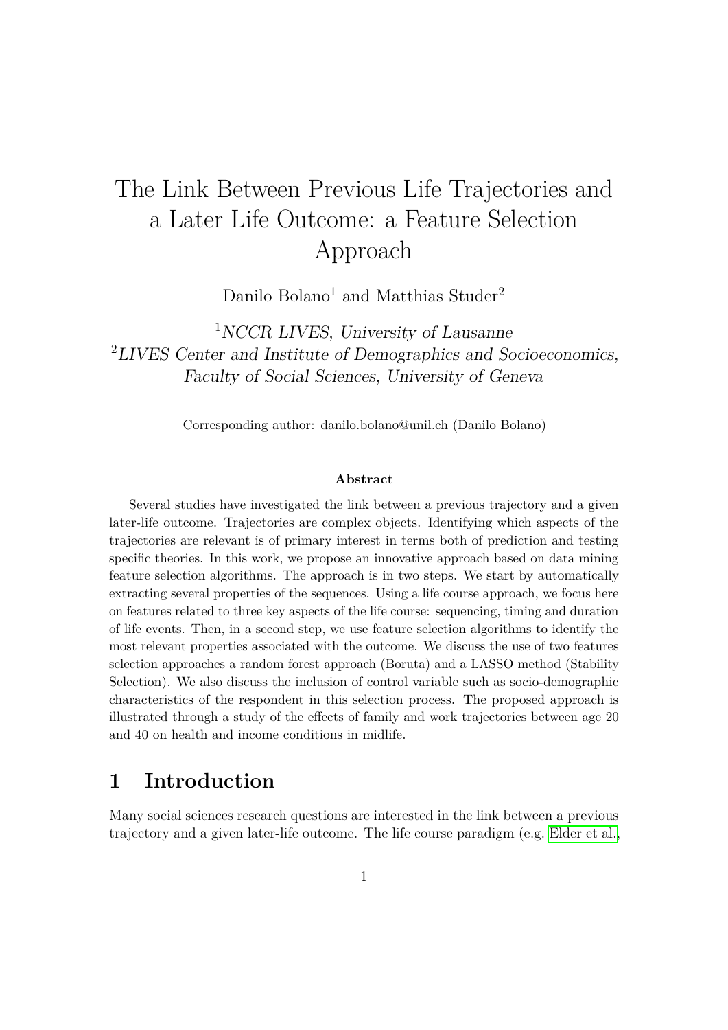# The Link Between Previous Life Trajectories and a Later Life Outcome: a Feature Selection Approach

Danilo Bolano[1] and Matthias Studer[2]

[1]*NCCR LIVES, University of Lausanne*
[2]*LIVES Center and Institute of Demographics and Socioeconomics, Faculty of Social Sciences, University of Geneva*

Corresponding author: danilo.bolano@unil.ch (Danilo Bolano)

**Abstract**

Several studies have investigated the link between a previous trajectory and a given later-life outcome. Trajectories are complex objects. Identifying which aspects of the trajectories are relevant is of primary interest in terms both of prediction and testing specific theories. In this work, we propose an innovative approach based on data mining feature selection algorithms. The approach is in two steps. We start by automatically extracting several properties of the sequences. Using a life course approach, we focus here on features related to three key aspects of the life course: sequencing, timing and duration of life events. Then, in a second step, we use feature selection algorithms to identify the most relevant properties associated with the outcome. We discuss the use of two features selection approaches a random forest approach (Boruta) and a LASSO method (Stability Selection). We also discuss the inclusion of control variable such as socio-demographic characteristics of the respondent in this selection process. The proposed approach is illustrated through a study of the effects of family and work trajectories between age 20 and 40 on health and income conditions in midlife.

## 1 Introduction

Many social sciences research questions are interested in the link between a previous trajectory and a given later-life outcome. The life course paradigm (e.g. Elder et al.,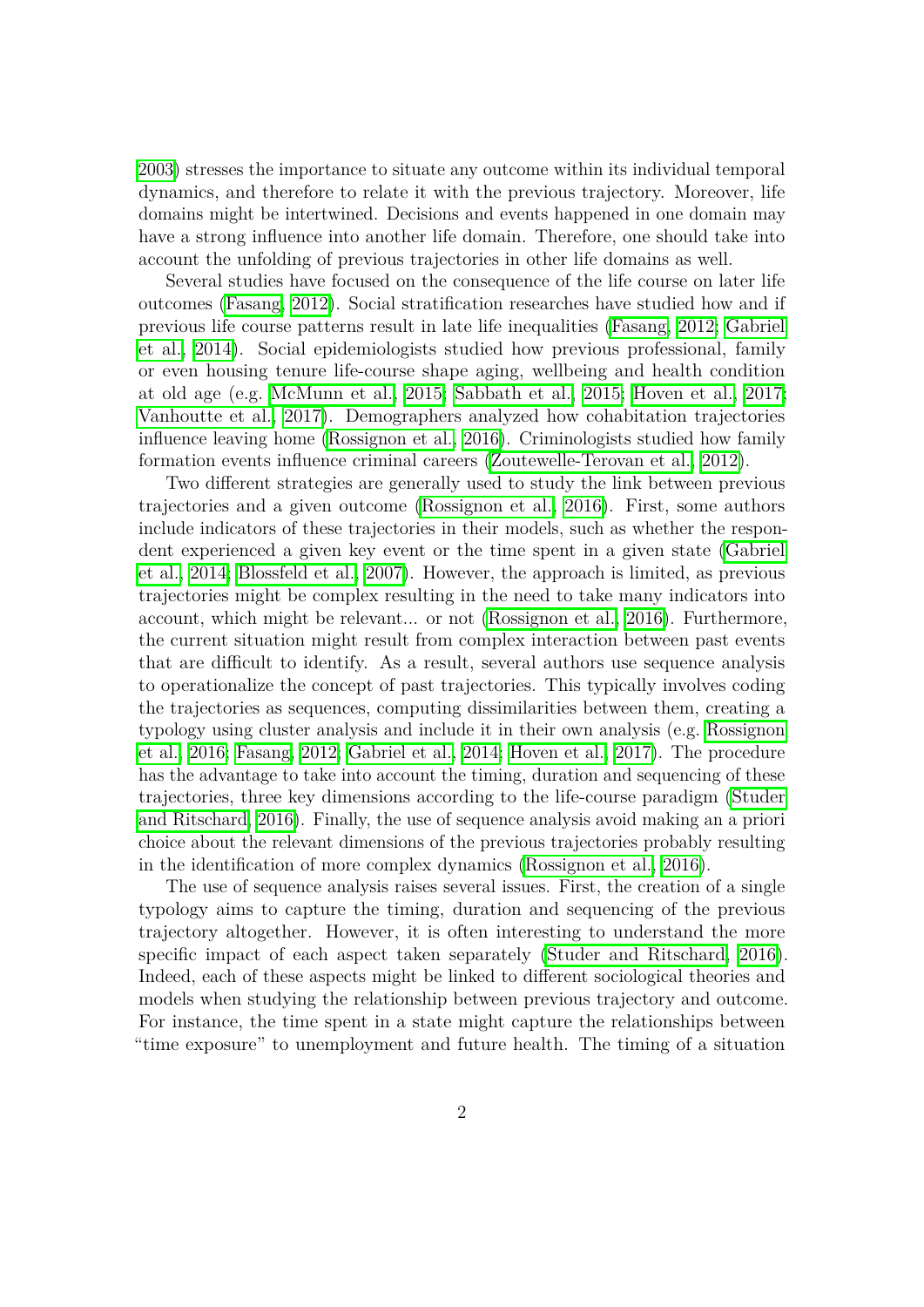2003) stresses the importance to situate any outcome within its individual temporal dynamics, and therefore to relate it with the previous trajectory. Moreover, life domains might be intertwined. Decisions and events happened in one domain may have a strong influence into another life domain. Therefore, one should take into account the unfolding of previous trajectories in other life domains as well.

Several studies have focused on the consequence of the life course on later life outcomes (Fasang, 2012). Social stratification researches have studied how and if previous life course patterns result in late life inequalities (Fasang, 2012; Gabriel et al., 2014). Social epidemiologists studied how previous professional, family or even housing tenure life-course shape aging, wellbeing and health condition at old age (e.g. McMunn et al., 2015; Sabbath et al., 2015; Hoven et al., 2017; Vanhoutte et al., 2017). Demographers analyzed how cohabitation trajectories influence leaving home (Rossignon et al., 2016). Criminologists studied how family formation events influence criminal careers (Zoutewelle-Terovan et al., 2012).

Two different strategies are generally used to study the link between previous trajectories and a given outcome (Rossignon et al., 2016). First, some authors include indicators of these trajectories in their models, such as whether the respondent experienced a given key event or the time spent in a given state (Gabriel et al., 2014; Blossfeld et al., 2007). However, the approach is limited, as previous trajectories might be complex resulting in the need to take many indicators into account, which might be relevant... or not (Rossignon et al., 2016). Furthermore, the current situation might result from complex interaction between past events that are difficult to identify. As a result, several authors use sequence analysis to operationalize the concept of past trajectories. This typically involves coding the trajectories as sequences, computing dissimilarities between them, creating a typology using cluster analysis and include it in their own analysis (e.g. Rossignon et al., 2016; Fasang, 2012; Gabriel et al., 2014; Hoven et al., 2017). The procedure has the advantage to take into account the timing, duration and sequencing of these trajectories, three key dimensions according to the life-course paradigm (Studer and Ritschard, 2016). Finally, the use of sequence analysis avoid making an a priori choice about the relevant dimensions of the previous trajectories probably resulting in the identification of more complex dynamics (Rossignon et al., 2016).

The use of sequence analysis raises several issues. First, the creation of a single typology aims to capture the timing, duration and sequencing of the previous trajectory altogether. However, it is often interesting to understand the more specific impact of each aspect taken separately (Studer and Ritschard, 2016). Indeed, each of these aspects might be linked to different sociological theories and models when studying the relationship between previous trajectory and outcome. For instance, the time spent in a state might capture the relationships between "time exposure" to unemployment and future health. The timing of a situation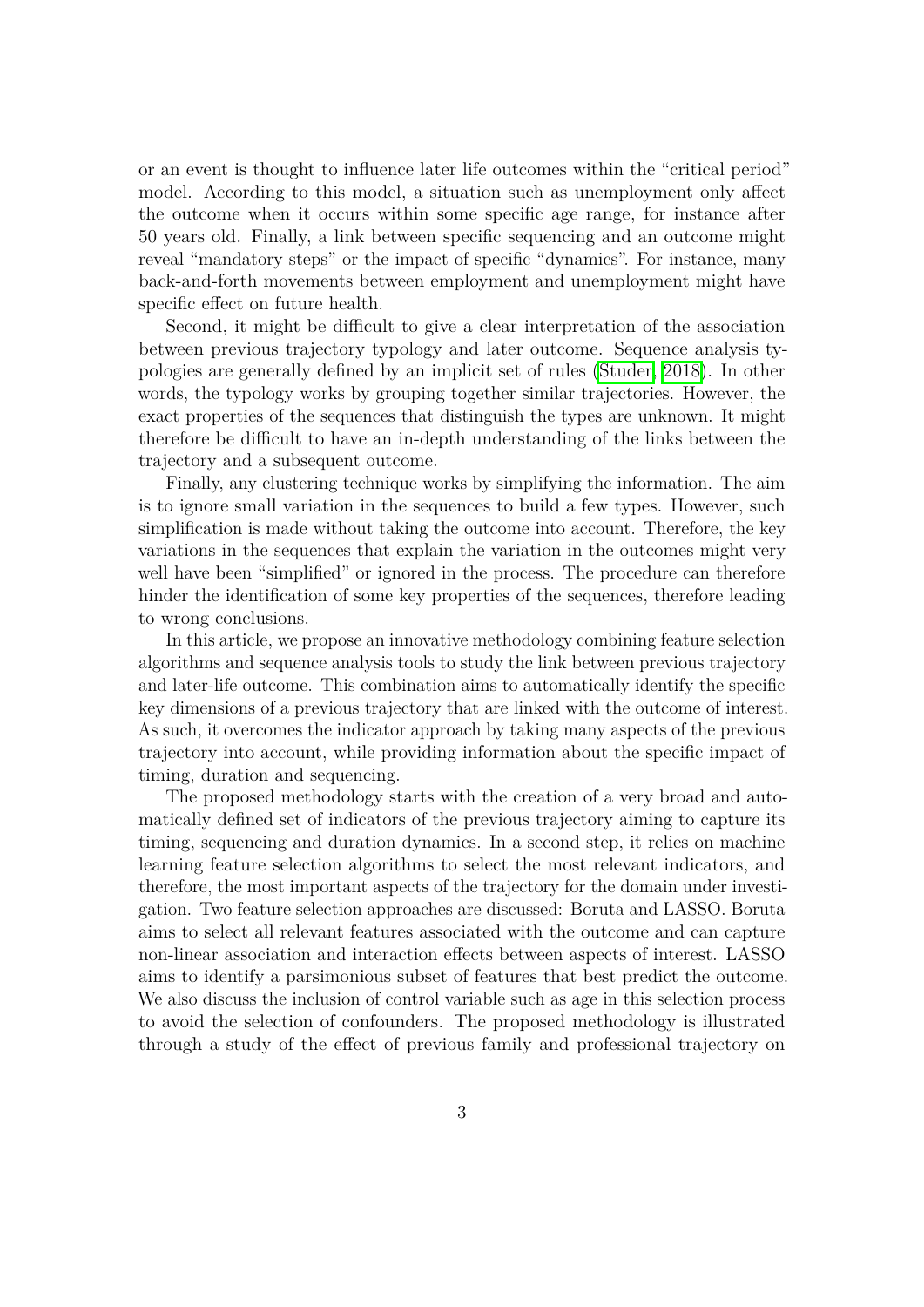or an event is thought to influence later life outcomes within the "critical period" model. According to this model, a situation such as unemployment only affect the outcome when it occurs within some specific age range, for instance after 50 years old. Finally, a link between specific sequencing and an outcome might reveal "mandatory steps" or the impact of specific "dynamics". For instance, many back-and-forth movements between employment and unemployment might have specific effect on future health.

Second, it might be difficult to give a clear interpretation of the association between previous trajectory typology and later outcome. Sequence analysis typologies are generally defined by an implicit set of rules (Studer, 2018). In other words, the typology works by grouping together similar trajectories. However, the exact properties of the sequences that distinguish the types are unknown. It might therefore be difficult to have an in-depth understanding of the links between the trajectory and a subsequent outcome.

Finally, any clustering technique works by simplifying the information. The aim is to ignore small variation in the sequences to build a few types. However, such simplification is made without taking the outcome into account. Therefore, the key variations in the sequences that explain the variation in the outcomes might very well have been "simplified" or ignored in the process. The procedure can therefore hinder the identification of some key properties of the sequences, therefore leading to wrong conclusions.

In this article, we propose an innovative methodology combining feature selection algorithms and sequence analysis tools to study the link between previous trajectory and later-life outcome. This combination aims to automatically identify the specific key dimensions of a previous trajectory that are linked with the outcome of interest. As such, it overcomes the indicator approach by taking many aspects of the previous trajectory into account, while providing information about the specific impact of timing, duration and sequencing.

The proposed methodology starts with the creation of a very broad and automatically defined set of indicators of the previous trajectory aiming to capture its timing, sequencing and duration dynamics. In a second step, it relies on machine learning feature selection algorithms to select the most relevant indicators, and therefore, the most important aspects of the trajectory for the domain under investigation. Two feature selection approaches are discussed: Boruta and LASSO. Boruta aims to select all relevant features associated with the outcome and can capture non-linear association and interaction effects between aspects of interest. LASSO aims to identify a parsimonious subset of features that best predict the outcome. We also discuss the inclusion of control variable such as age in this selection process to avoid the selection of confounders. The proposed methodology is illustrated through a study of the effect of previous family and professional trajectory on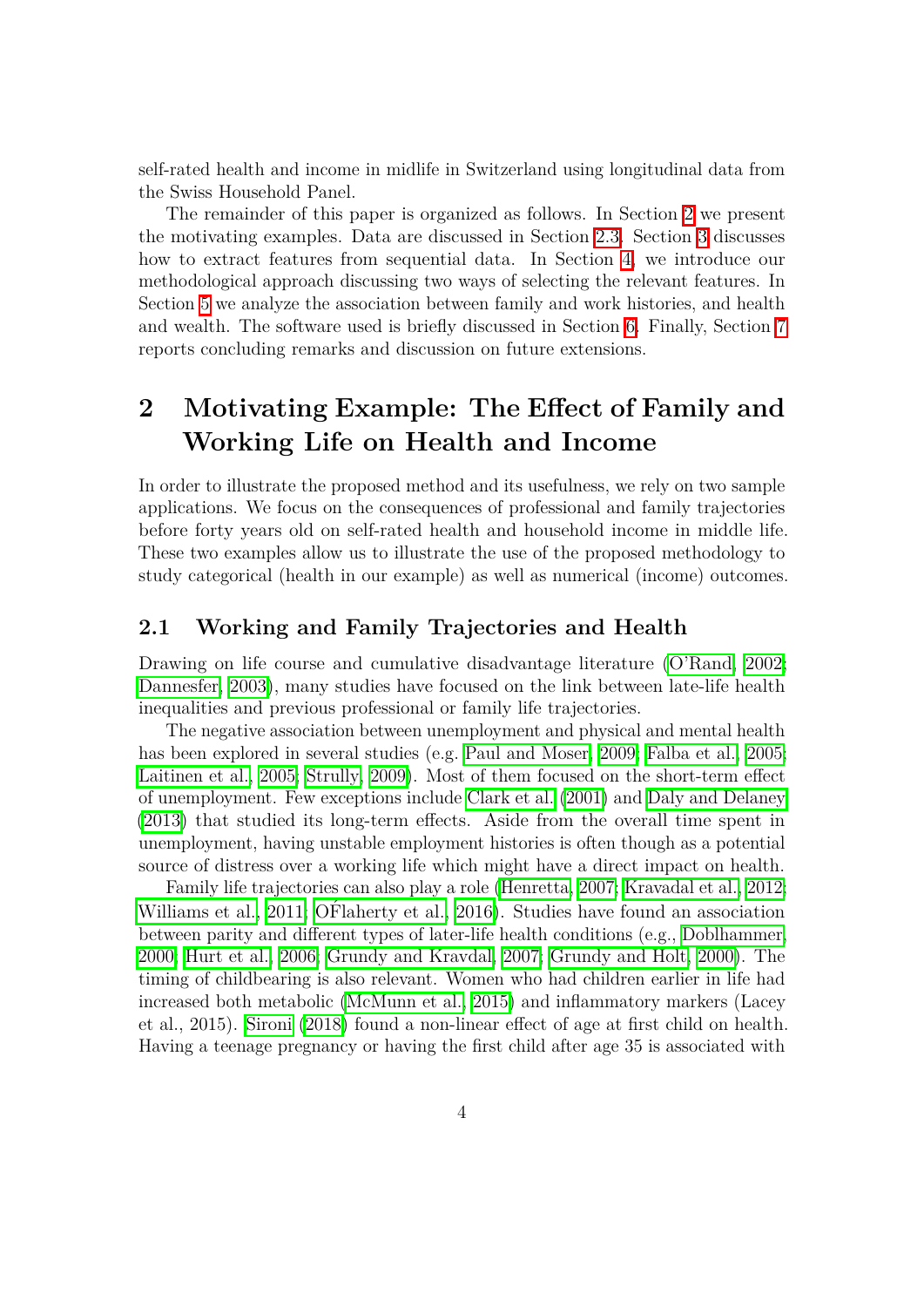self-rated health and income in midlife in Switzerland using longitudinal data from the Swiss Household Panel.

The remainder of this paper is organized as follows. In Section 2 we present the motivating examples. Data are discussed in Section 2.3. Section 3 discusses how to extract features from sequential data. In Section 4, we introduce our methodological approach discussing two ways of selecting the relevant features. In Section 5 we analyze the association between family and work histories, and health and wealth. The software used is briefly discussed in Section 6. Finally, Section 7 reports concluding remarks and discussion on future extensions.

# 2 Motivating Example: The Effect of Family and Working Life on Health and Income

In order to illustrate the proposed method and its usefulness, we rely on two sample applications. We focus on the consequences of professional and family trajectories before forty years old on self-rated health and household income in middle life. These two examples allow us to illustrate the use of the proposed methodology to study categorical (health in our example) as well as numerical (income) outcomes.

## 2.1 Working and Family Trajectories and Health

Drawing on life course and cumulative disadvantage literature (O'Rand, 2002; Dannesfer, 2003), many studies have focused on the link between late-life health inequalities and previous professional or family life trajectories.

The negative association between unemployment and physical and mental health has been explored in several studies (e.g. Paul and Moser, 2009; Falba et al., 2005; Laitinen et al., 2005; Strully, 2009). Most of them focused on the short-term effect of unemployment. Few exceptions include Clark et al. (2001) and Daly and Delaney (2013) that studied its long-term effects. Aside from the overall time spent in unemployment, having unstable employment histories is often though as a potential source of distress over a working life which might have a direct impact on health.

Family life trajectories can also play a role (Henretta, 2007; Kravadal et al., 2012; Williams et al., 2011; OŃlaherty et al., 2016). Studies have found an association between parity and different types of later-life health conditions (e.g., Doblhammer, 2000; Hurt et al., 2006; Grundy and Kravdal, 2007; Grundy and Holt, 2000). The timing of childbearing is also relevant. Women who had children earlier in life had increased both metabolic (McMunn et al., 2015) and inflammatory markers (Lacey et al., 2015). Sironi (2018) found a non-linear effect of age at first child on health. Having a teenage pregnancy or having the first child after age 35 is associated with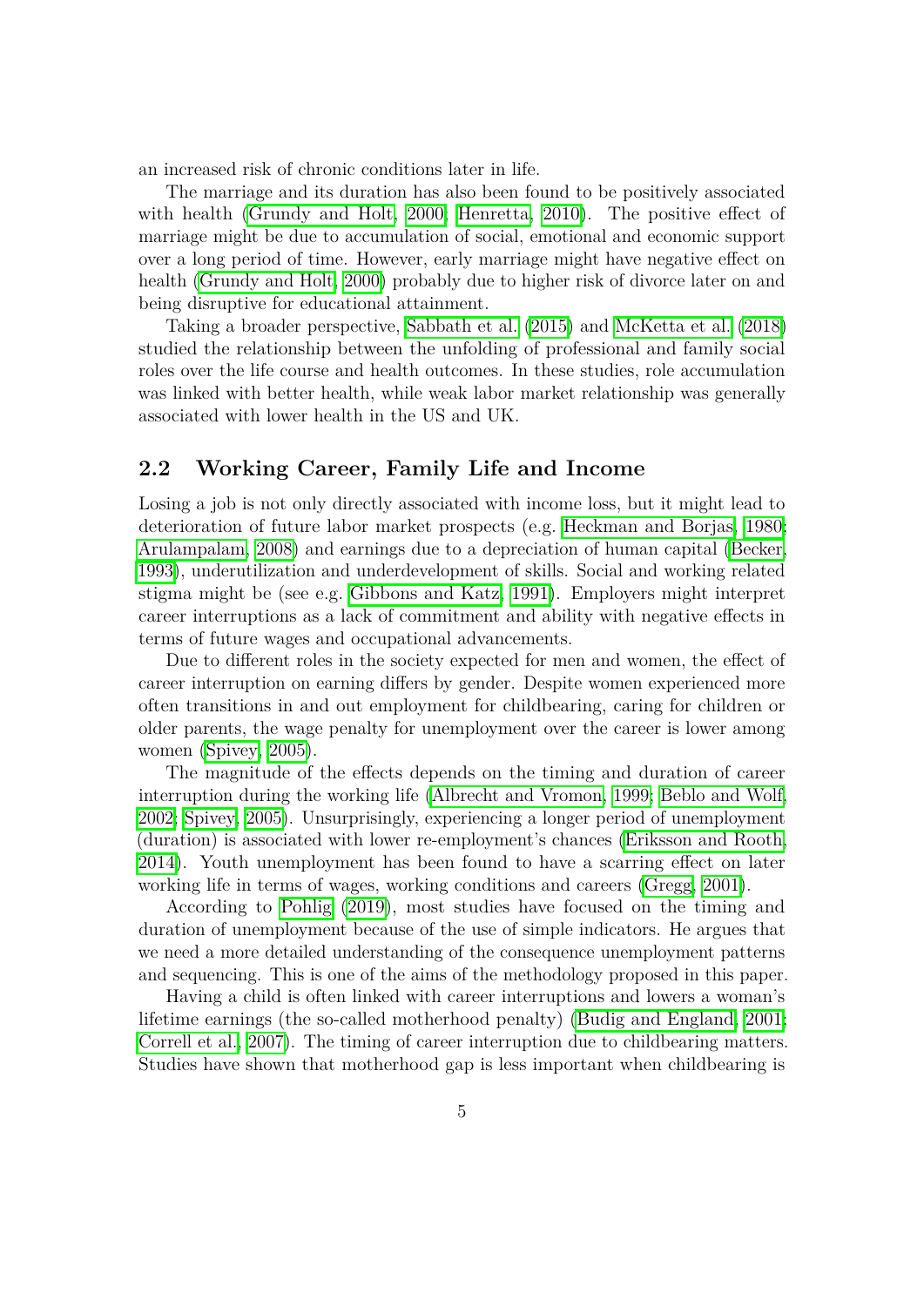an increased risk of chronic conditions later in life.

The marriage and its duration has also been found to be positively associated with health (Grundy and Holt, 2000; Henretta, 2010). The positive effect of marriage might be due to accumulation of social, emotional and economic support over a long period of time. However, early marriage might have negative effect on health (Grundy and Holt, 2000) probably due to higher risk of divorce later on and being disruptive for educational attainment.

Taking a broader perspective, Sabbath et al. (2015) and McKetta et al. (2018) studied the relationship between the unfolding of professional and family social roles over the life course and health outcomes. In these studies, role accumulation was linked with better health, while weak labor market relationship was generally associated with lower health in the US and UK.

## 2.2 Working Career, Family Life and Income

Losing a job is not only directly associated with income loss, but it might lead to deterioration of future labor market prospects (e.g. Heckman and Borjas, 1980; Arulampalam, 2008) and earnings due to a depreciation of human capital (Becker, 1993), underutilization and underdevelopment of skills. Social and working related stigma might be (see e.g. Gibbons and Katz, 1991). Employers might interpret career interruptions as a lack of commitment and ability with negative effects in terms of future wages and occupational advancements.

Due to different roles in the society expected for men and women, the effect of career interruption on earning differs by gender. Despite women experienced more often transitions in and out employment for childbearing, caring for children or older parents, the wage penalty for unemployment over the career is lower among women (Spivey, 2005).

The magnitude of the effects depends on the timing and duration of career interruption during the working life (Albrecht and Vromon, 1999; Beblo and Wolf, 2002; Spivey, 2005). Unsurprisingly, experiencing a longer period of unemployment (duration) is associated with lower re-employment's chances (Eriksson and Rooth, 2014). Youth unemployment has been found to have a scarring effect on later working life in terms of wages, working conditions and careers (Gregg, 2001).

According to Pohlig (2019), most studies have focused on the timing and duration of unemployment because of the use of simple indicators. He argues that we need a more detailed understanding of the consequence unemployment patterns and sequencing. This is one of the aims of the methodology proposed in this paper.

Having a child is often linked with career interruptions and lowers a woman's lifetime earnings (the so-called motherhood penalty) (Budig and England, 2001; Correll et al., 2007). The timing of career interruption due to childbearing matters. Studies have shown that motherhood gap is less important when childbearing is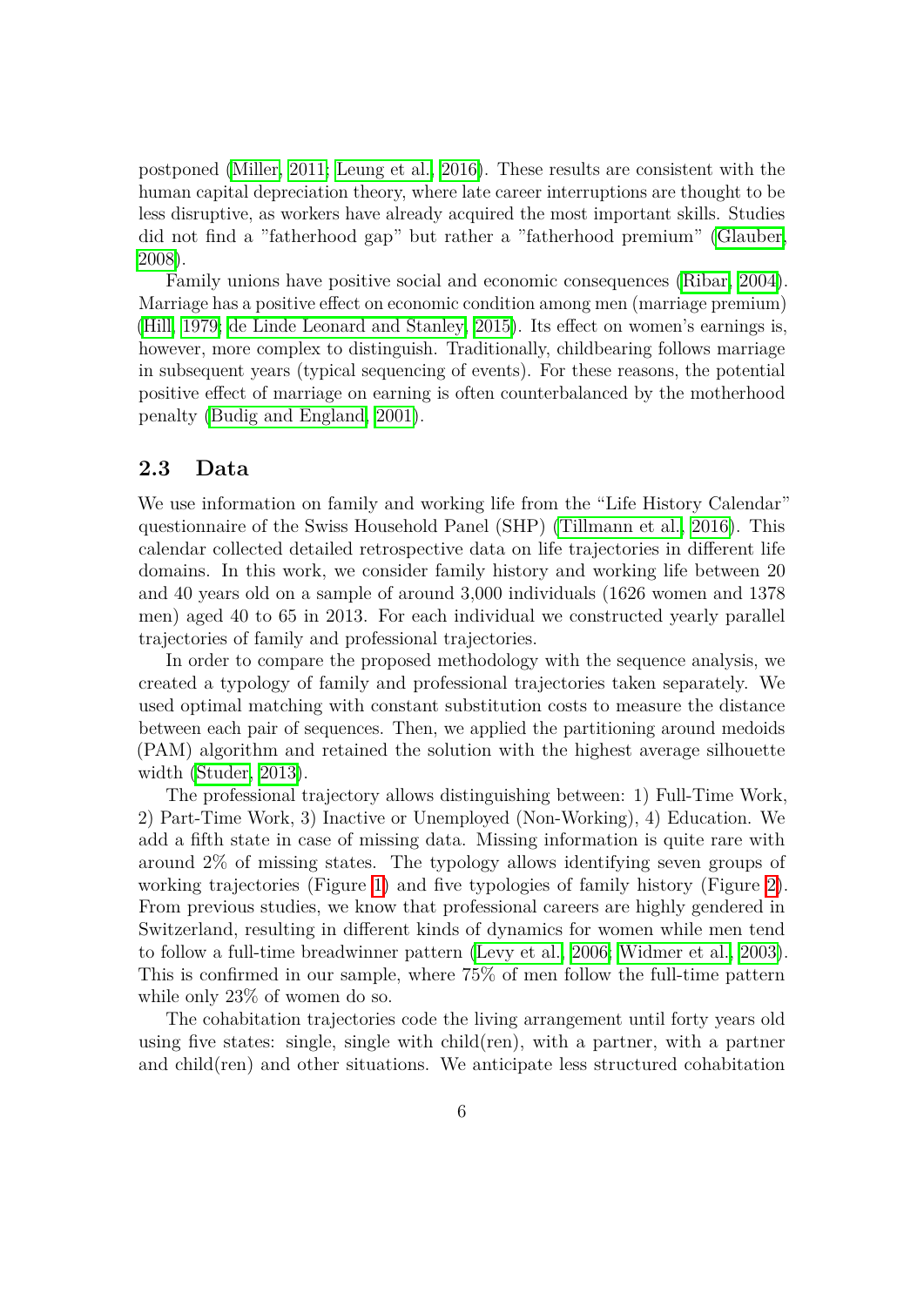postponed (Miller, 2011; Leung et al., 2016). These results are consistent with the human capital depreciation theory, where late career interruptions are thought to be less disruptive, as workers have already acquired the most important skills. Studies did not find a "fatherhood gap" but rather a "fatherhood premium" (Glauber, 2008).

Family unions have positive social and economic consequences (Ribar, 2004). Marriage has a positive effect on economic condition among men (marriage premium) (Hill, 1979; de Linde Leonard and Stanley, 2015). Its effect on women's earnings is, however, more complex to distinguish. Traditionally, childbearing follows marriage in subsequent years (typical sequencing of events). For these reasons, the potential positive effect of marriage on earning is often counterbalanced by the motherhood penalty (Budig and England, 2001).

## 2.3 Data

We use information on family and working life from the "Life History Calendar" questionnaire of the Swiss Household Panel (SHP) (Tillmann et al., 2016). This calendar collected detailed retrospective data on life trajectories in different life domains. In this work, we consider family history and working life between 20 and 40 years old on a sample of around 3,000 individuals (1626 women and 1378 men) aged 40 to 65 in 2013. For each individual we constructed yearly parallel trajectories of family and professional trajectories.

In order to compare the proposed methodology with the sequence analysis, we created a typology of family and professional trajectories taken separately. We used optimal matching with constant substitution costs to measure the distance between each pair of sequences. Then, we applied the partitioning around medoids (PAM) algorithm and retained the solution with the highest average silhouette width (Studer, 2013).

The professional trajectory allows distinguishing between: 1) Full-Time Work, 2) Part-Time Work, 3) Inactive or Unemployed (Non-Working), 4) Education. We add a fifth state in case of missing data. Missing information is quite rare with around 2% of missing states. The typology allows identifying seven groups of working trajectories (Figure 1) and five typologies of family history (Figure 2). From previous studies, we know that professional careers are highly gendered in Switzerland, resulting in different kinds of dynamics for women while men tend to follow a full-time breadwinner pattern (Levy et al., 2006; Widmer et al., 2003). This is confirmed in our sample, where 75% of men follow the full-time pattern while only 23% of women do so.

The cohabitation trajectories code the living arrangement until forty years old using five states: single, single with child(ren), with a partner, with a partner and child(ren) and other situations. We anticipate less structured cohabitation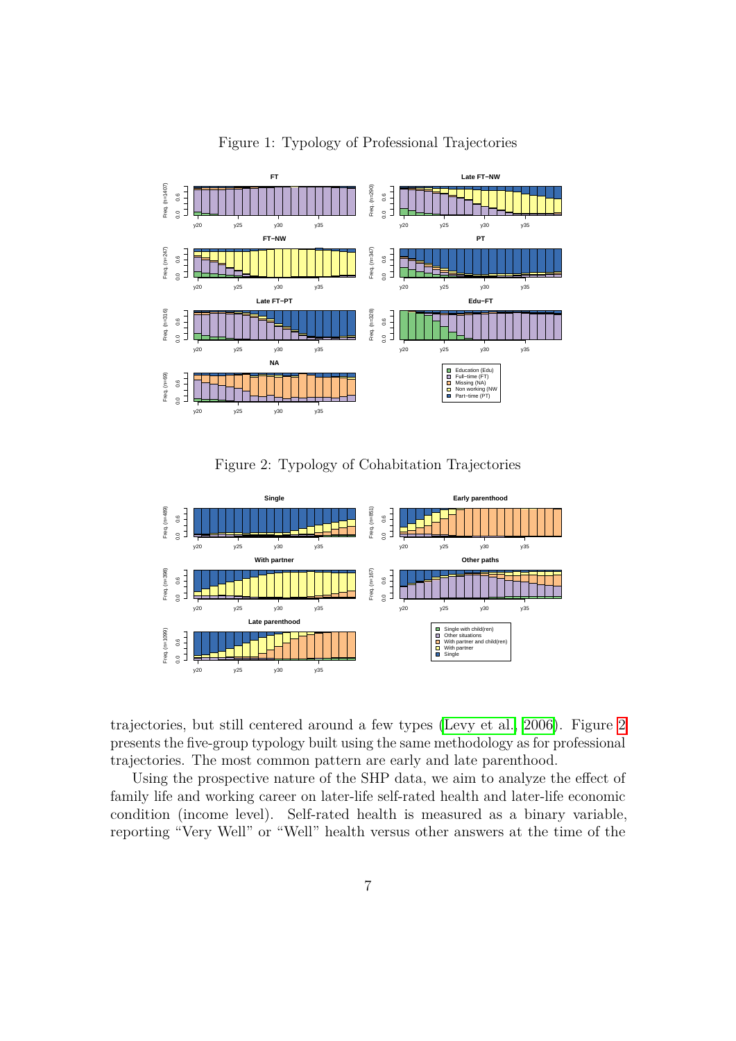Figure 1: Typology of Professional Trajectories

Figure 2: Typology of Cohabitation Trajectories

trajectories, but still centered around a few types (Levy et al., 2006). Figure 2 presents the five-group typology built using the same methodology as for professional trajectories. The most common pattern are early and late parenthood.

Using the prospective nature of the SHP data, we aim to analyze the effect of family life and working career on later-life self-rated health and later-life economic condition (income level). Self-rated health is measured as a binary variable, reporting "Very Well" or "Well" health versus other answers at the time of the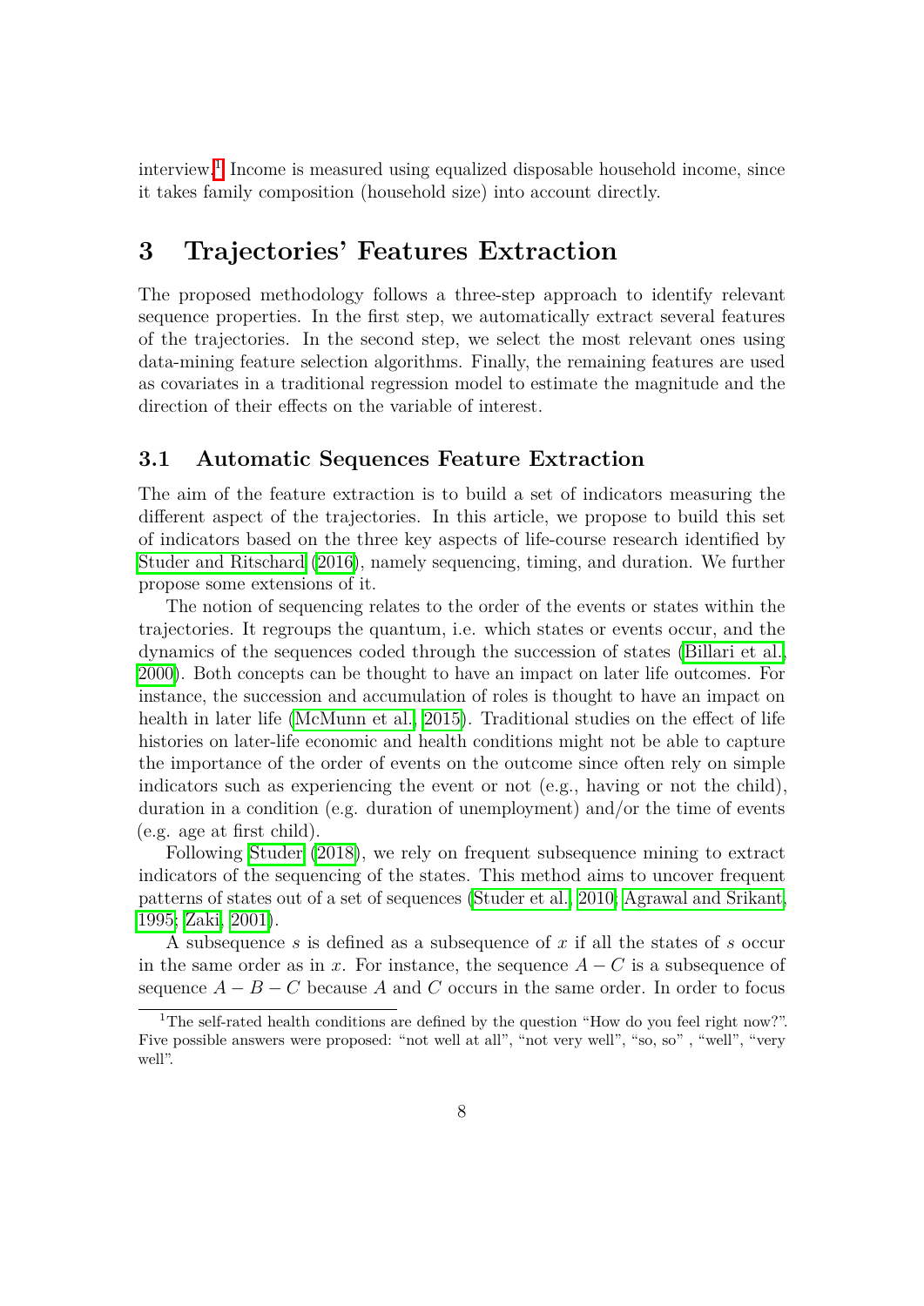interview.[1] Income is measured using equalized disposable household income, since it takes family composition (household size) into account directly.

# 3 Trajectories' Features Extraction

The proposed methodology follows a three-step approach to identify relevant sequence properties. In the first step, we automatically extract several features of the trajectories. In the second step, we select the most relevant ones using data-mining feature selection algorithms. Finally, the remaining features are used as covariates in a traditional regression model to estimate the magnitude and the direction of their effects on the variable of interest.

## 3.1 Automatic Sequences Feature Extraction

The aim of the feature extraction is to build a set of indicators measuring the different aspect of the trajectories. In this article, we propose to build this set of indicators based on the three key aspects of life-course research identified by Studer and Ritschard (2016), namely sequencing, timing, and duration. We further propose some extensions of it.

The notion of sequencing relates to the order of the events or states within the trajectories. It regroups the quantum, i.e. which states or events occur, and the dynamics of the sequences coded through the succession of states (Billari et al., 2000). Both concepts can be thought to have an impact on later life outcomes. For instance, the succession and accumulation of roles is thought to have an impact on health in later life (McMunn et al., 2015). Traditional studies on the effect of life histories on later-life economic and health conditions might not be able to capture the importance of the order of events on the outcome since often rely on simple indicators such as experiencing the event or not (e.g., having or not the child), duration in a condition (e.g. duration of unemployment) and/or the time of events (e.g. age at first child).

Following Studer (2018), we rely on frequent subsequence mining to extract indicators of the sequencing of the states. This method aims to uncover frequent patterns of states out of a set of sequences (Studer et al., 2010; Agrawal and Srikant, 1995; Zaki, 2001).

A subsequence $s$ is defined as a subsequence of $x$ if all the states of $s$ occur in the same order as in $x$. For instance, the sequence $A - C$ is a subsequence of sequence $A - B - C$ because $A$ and $C$ occurs in the same order. In order to focus

[1] The self-rated health conditions are defined by the question "How do you feel right now?". Five possible answers were proposed: "not well at all", "not very well", "so, so" , "well", "very well".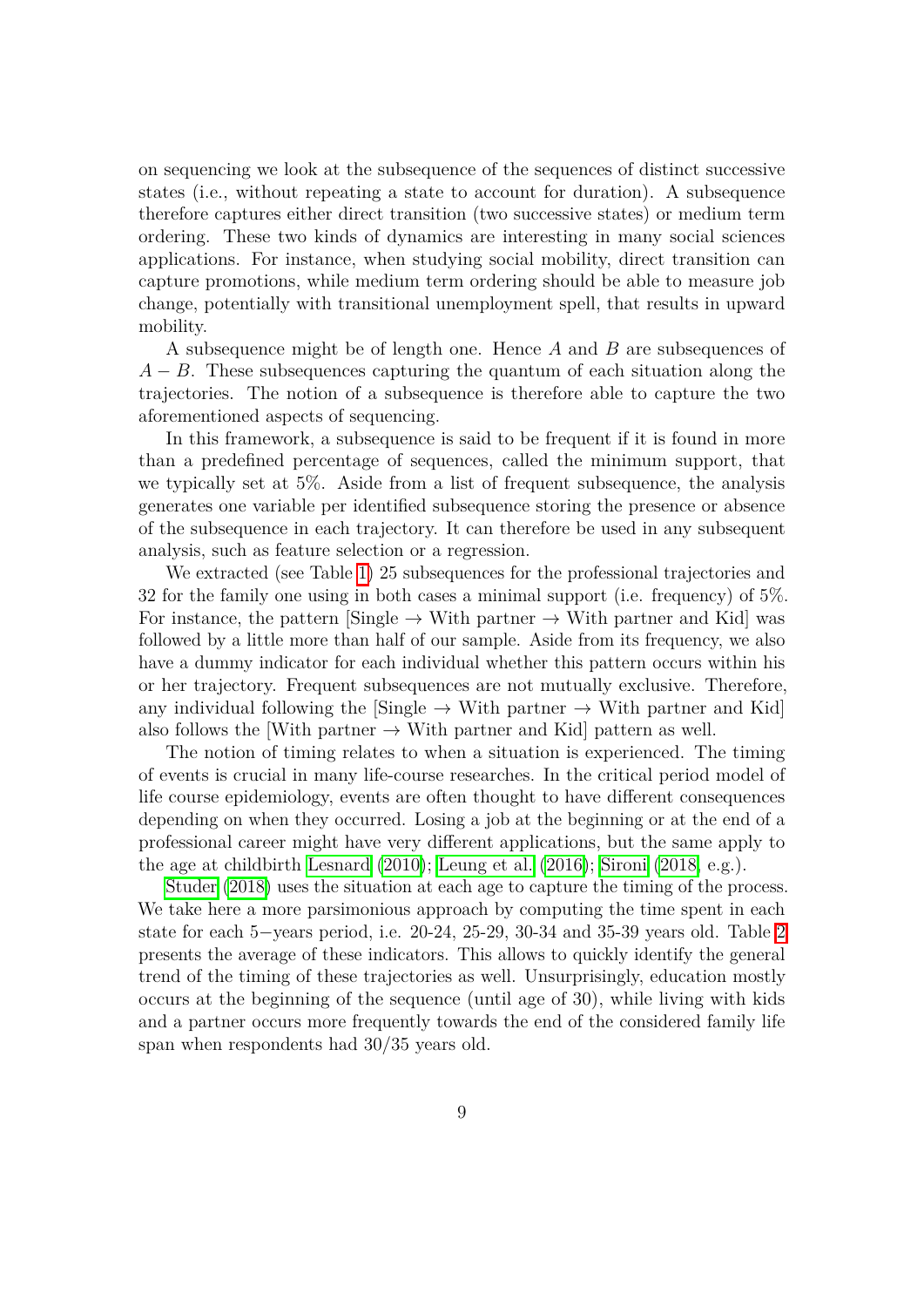on sequencing we look at the subsequence of the sequences of distinct successive states (i.e., without repeating a state to account for duration). A subsequence therefore captures either direct transition (two successive states) or medium term ordering. These two kinds of dynamics are interesting in many social sciences applications. For instance, when studying social mobility, direct transition can capture promotions, while medium term ordering should be able to measure job change, potentially with transitional unemployment spell, that results in upward mobility.

A subsequence might be of length one. Hence $A$ and $B$ are subsequences of $A - B$. These subsequences capturing the quantum of each situation along the trajectories. The notion of a subsequence is therefore able to capture the two aforementioned aspects of sequencing.

In this framework, a subsequence is said to be frequent if it is found in more than a predefined percentage of sequences, called the minimum support, that we typically set at 5%. Aside from a list of frequent subsequence, the analysis generates one variable per identified subsequence storing the presence or absence of the subsequence in each trajectory. It can therefore be used in any subsequent analysis, such as feature selection or a regression.

We extracted (see Table 1) 25 subsequences for the professional trajectories and 32 for the family one using in both cases a minimal support (i.e. frequency) of 5%. For instance, the pattern [Single → With partner → With partner and Kid] was followed by a little more than half of our sample. Aside from its frequency, we also have a dummy indicator for each individual whether this pattern occurs within his or her trajectory. Frequent subsequences are not mutually exclusive. Therefore, any individual following the [Single → With partner → With partner and Kid] also follows the [With partner → With partner and Kid] pattern as well.

The notion of timing relates to when a situation is experienced. The timing of events is crucial in many life-course researches. In the critical period model of life course epidemiology, events are often thought to have different consequences depending on when they occurred. Losing a job at the beginning or at the end of a professional career might have very different applications, but the same apply to the age at childbirth Lesnard (2010); Leung et al. (2016); Sironi (2018, e.g.).

Studer (2018) uses the situation at each age to capture the timing of the process. We take here a more parsimonious approach by computing the time spent in each state for each 5−years period, i.e. 20-24, 25-29, 30-34 and 35-39 years old. Table 2 presents the average of these indicators. This allows to quickly identify the general trend of the timing of these trajectories as well. Unsurprisingly, education mostly occurs at the beginning of the sequence (until age of 30), while living with kids and a partner occurs more frequently towards the end of the considered family life span when respondents had 30/35 years old.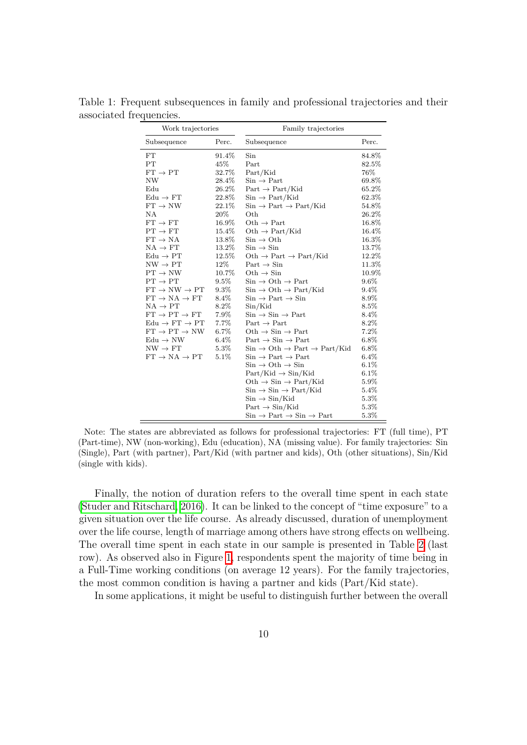Table 1: Frequent subsequences in family and professional trajectories and their associated frequencies.

| Work trajectories | | Family trajectories | |
|---|---|---|---|
| Subsequence | Perc. | Subsequence | Perc. |
| FT | 91.4% | Sin | 84.8% |
| PT | 45% | Part | 82.5% |
| FT → PT | 32.7% | Part/Kid | 76% |
| NW | 28.4% | Sin → Part | 69.8% |
| Edu | 26.2% | Part → Part/Kid | 65.2% |
| Edu → FT | 22.8% | Sin → Part/Kid | 62.3% |
| FT → NW | 22.1% | Sin → Part → Part/Kid | 54.8% |
| NA | 20% | Oth | 26.2% |
| FT → FT | 16.9% | Oth → Part | 16.8% |
| PT → FT | 15.4% | Oth → Part/Kid | 16.4% |
| FT → NA | 13.8% | Sin → Oth | 16.3% |
| NA → FT | 13.2% | Sin → Sin | 13.7% |
| Edu → PT | 12.5% | Oth → Part → Part/Kid | 12.2% |
| NW → PT | 12% | Part → Sin | 11.3% |
| PT → NW | 10.7% | Oth → Sin | 10.9% |
| PT → PT | 9.5% | Sin → Oth → Part | 9.6% |
| FT → NW → PT | 9.3% | Sin → Oth → Part/Kid | 9.4% |
| FT → NA → FT | 8.4% | Sin → Part → Sin | 8.9% |
| NA → PT | 8.2% | Sin/Kid | 8.5% |
| FT → PT → FT | 7.9% | Sin → Sin → Part | 8.4% |
| Edu → FT → PT | 7.7% | Part → Part | 8.2% |
| FT → PT → NW | 6.7% | Oth → Sin → Part | 7.2% |
| Edu → NW | 6.4% | Part → Sin → Part | 6.8% |
| NW → FT | 5.3% | Sin → Oth → Part → Part/Kid | 6.8% |
| FT → NA → PT | 5.1% | Sin → Part → Part | 6.4% |
| | | Sin → Oth → Sin | 6.1% |
| | | Part/Kid → Sin/Kid | 6.1% |
| | | Oth → Sin → Part/Kid | 5.9% |
| | | Sin → Sin → Part/Kid | 5.4% |
| | | Sin → Sin/Kid | 5.3% |
| | | Part → Sin/Kid | 5.3% |
| | | Sin → Part → Sin → Part | 5.3% |

Note: The states are abbreviated as follows for professional trajectories: FT (full time), PT (Part-time), NW (non-working), Edu (education), NA (missing value). For family trajectories: Sin (Single), Part (with partner), Part/Kid (with partner and kids), Oth (other situations), Sin/Kid (single with kids).

Finally, the notion of duration refers to the overall time spent in each state (Studer and Ritschard, 2016). It can be linked to the concept of "time exposure" to a given situation over the life course. As already discussed, duration of unemployment over the life course, length of marriage among others have strong effects on wellbeing. The overall time spent in each state in our sample is presented in Table 2 (last row). As observed also in Figure 1, respondents spent the majority of time being in a Full-Time working conditions (on average 12 years). For the family trajectories, the most common condition is having a partner and kids (Part/Kid state).

In some applications, it might be useful to distinguish further between the overall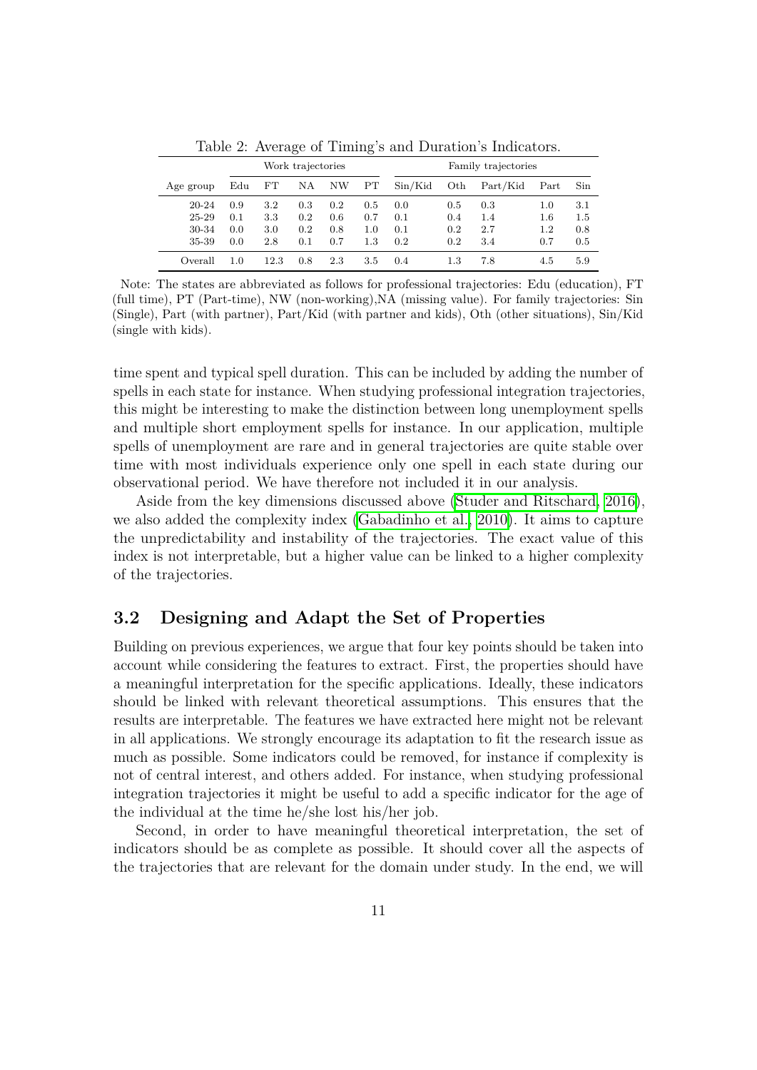Table 2: Average of Timing's and Duration's Indicators.

| | Work trajectories | | | | | Family trajectories | | | | |
|---|---|---|---|---|---|---|---|---|---|---|
| Age group | Edu | FT | NA | NW | PT | Sin/Kid | Oth | Part/Kid | Part | Sin |
| 20-24 | 0.9 | 3.2 | 0.3 | 0.2 | 0.5 | 0.0 | 0.5 | 0.3 | 1.0 | 3.1 |
| 25-29 | 0.1 | 3.3 | 0.2 | 0.6 | 0.7 | 0.1 | 0.4 | 1.4 | 1.6 | 1.5 |
| 30-34 | 0.0 | 3.0 | 0.2 | 0.8 | 1.0 | 0.1 | 0.2 | 2.7 | 1.2 | 0.8 |
| 35-39 | 0.0 | 2.8 | 0.1 | 0.7 | 1.3 | 0.2 | 0.2 | 3.4 | 0.7 | 0.5 |
| Overall | 1.0 | 12.3 | 0.8 | 2.3 | 3.5 | 0.4 | 1.3 | 7.8 | 4.5 | 5.9 |

Note: The states are abbreviated as follows for professional trajectories: Edu (education), FT (full time), PT (Part-time), NW (non-working),NA (missing value). For family trajectories: Sin (Single), Part (with partner), Part/Kid (with partner and kids), Oth (other situations), Sin/Kid (single with kids).

time spent and typical spell duration. This can be included by adding the number of spells in each state for instance. When studying professional integration trajectories, this might be interesting to make the distinction between long unemployment spells and multiple short employment spells for instance. In our application, multiple spells of unemployment are rare and in general trajectories are quite stable over time with most individuals experience only one spell in each state during our observational period. We have therefore not included it in our analysis.

Aside from the key dimensions discussed above (Studer and Ritschard, 2016), we also added the complexity index (Gabadinho et al., 2010). It aims to capture the unpredictability and instability of the trajectories. The exact value of this index is not interpretable, but a higher value can be linked to a higher complexity of the trajectories.

## 3.2 Designing and Adapt the Set of Properties

Building on previous experiences, we argue that four key points should be taken into account while considering the features to extract. First, the properties should have a meaningful interpretation for the specific applications. Ideally, these indicators should be linked with relevant theoretical assumptions. This ensures that the results are interpretable. The features we have extracted here might not be relevant in all applications. We strongly encourage its adaptation to fit the research issue as much as possible. Some indicators could be removed, for instance if complexity is not of central interest, and others added. For instance, when studying professional integration trajectories it might be useful to add a specific indicator for the age of the individual at the time he/she lost his/her job.

Second, in order to have meaningful theoretical interpretation, the set of indicators should be as complete as possible. It should cover all the aspects of the trajectories that are relevant for the domain under study. In the end, we will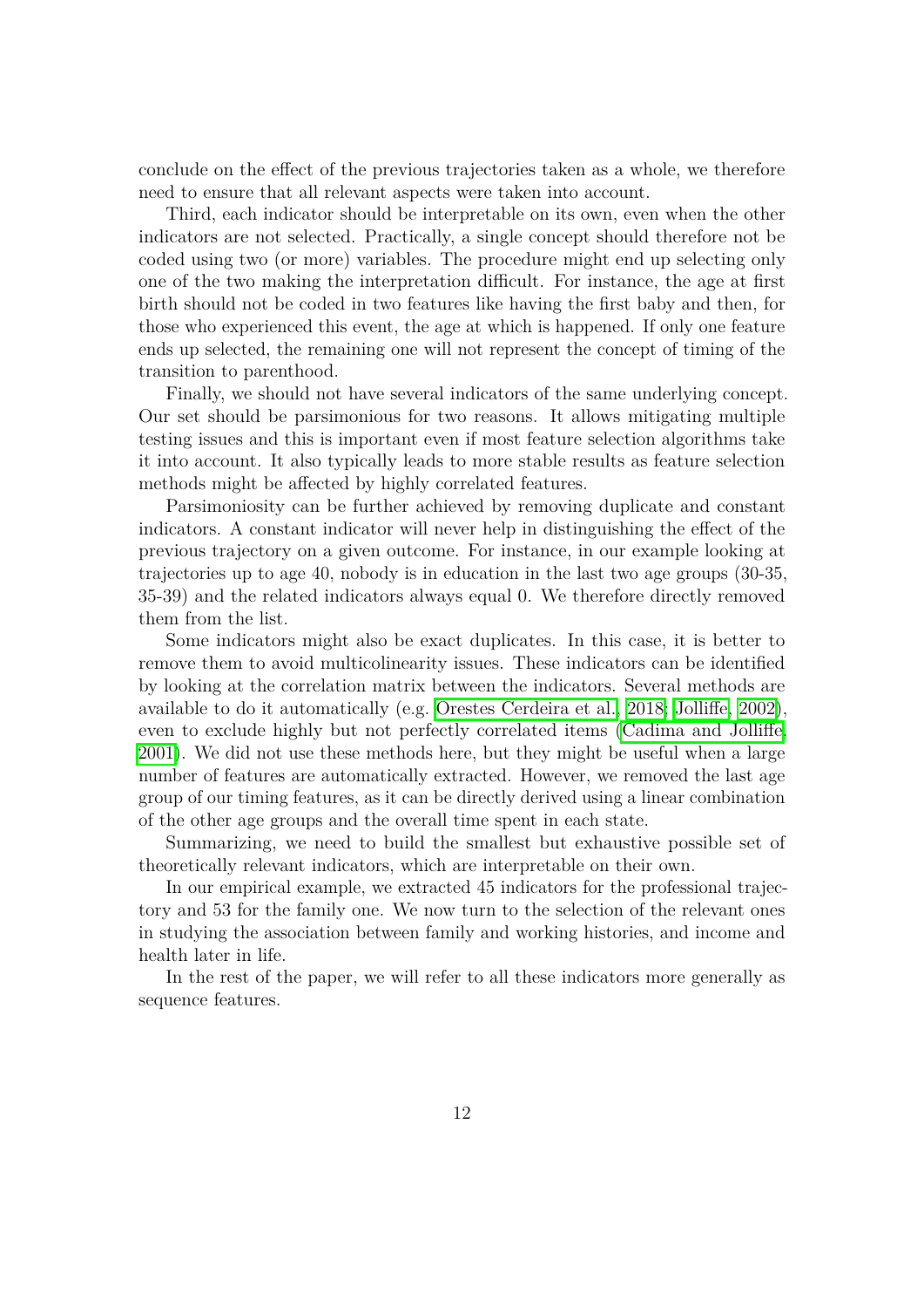conclude on the effect of the previous trajectories taken as a whole, we therefore need to ensure that all relevant aspects were taken into account.

Third, each indicator should be interpretable on its own, even when the other indicators are not selected. Practically, a single concept should therefore not be coded using two (or more) variables. The procedure might end up selecting only one of the two making the interpretation difficult. For instance, the age at first birth should not be coded in two features like having the first baby and then, for those who experienced this event, the age at which is happened. If only one feature ends up selected, the remaining one will not represent the concept of timing of the transition to parenthood.

Finally, we should not have several indicators of the same underlying concept. Our set should be parsimonious for two reasons. It allows mitigating multiple testing issues and this is important even if most feature selection algorithms take it into account. It also typically leads to more stable results as feature selection methods might be affected by highly correlated features.

Parsimoniosity can be further achieved by removing duplicate and constant indicators. A constant indicator will never help in distinguishing the effect of the previous trajectory on a given outcome. For instance, in our example looking at trajectories up to age 40, nobody is in education in the last two age groups (30-35, 35-39) and the related indicators always equal 0. We therefore directly removed them from the list.

Some indicators might also be exact duplicates. In this case, it is better to remove them to avoid multicolinearity issues. These indicators can be identified by looking at the correlation matrix between the indicators. Several methods are available to do it automatically (e.g. Orestes Cerdeira et al., 2018; Jolliffe, 2002), even to exclude highly but not perfectly correlated items (Cadima and Jolliffe, 2001). We did not use these methods here, but they might be useful when a large number of features are automatically extracted. However, we removed the last age group of our timing features, as it can be directly derived using a linear combination of the other age groups and the overall time spent in each state.

Summarizing, we need to build the smallest but exhaustive possible set of theoretically relevant indicators, which are interpretable on their own.

In our empirical example, we extracted 45 indicators for the professional trajectory and 53 for the family one. We now turn to the selection of the relevant ones in studying the association between family and working histories, and income and health later in life.

In the rest of the paper, we will refer to all these indicators more generally as sequence features.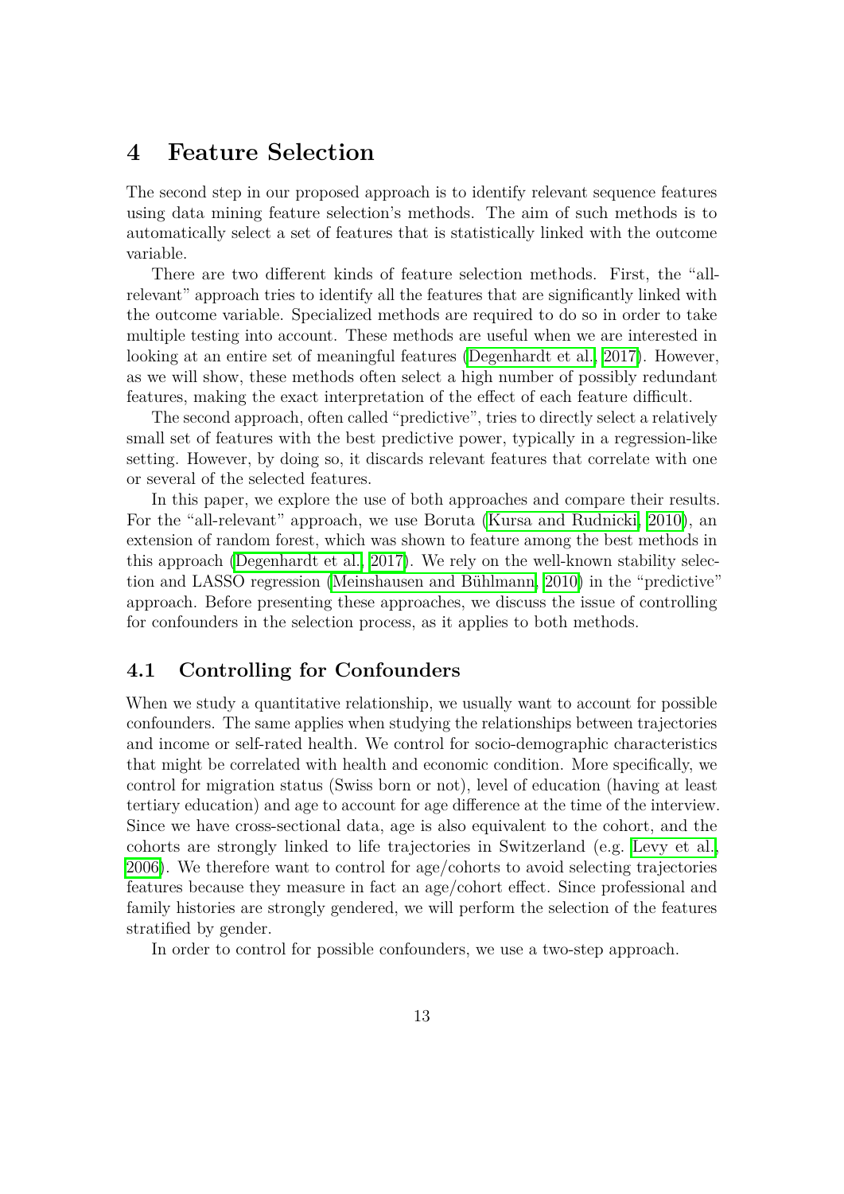# 4 Feature Selection

The second step in our proposed approach is to identify relevant sequence features using data mining feature selection's methods. The aim of such methods is to automatically select a set of features that is statistically linked with the outcome variable.

There are two different kinds of feature selection methods. First, the "all-relevant" approach tries to identify all the features that are significantly linked with the outcome variable. Specialized methods are required to do so in order to take multiple testing into account. These methods are useful when we are interested in looking at an entire set of meaningful features (Degenhardt et al., 2017). However, as we will show, these methods often select a high number of possibly redundant features, making the exact interpretation of the effect of each feature difficult.

The second approach, often called "predictive", tries to directly select a relatively small set of features with the best predictive power, typically in a regression-like setting. However, by doing so, it discards relevant features that correlate with one or several of the selected features.

In this paper, we explore the use of both approaches and compare their results. For the "all-relevant" approach, we use Boruta (Kursa and Rudnicki, 2010), an extension of random forest, which was shown to feature among the best methods in this approach (Degenhardt et al., 2017). We rely on the well-known stability selection and LASSO regression (Meinshausen and Bühlmann, 2010) in the "predictive" approach. Before presenting these approaches, we discuss the issue of controlling for confounders in the selection process, as it applies to both methods.

## 4.1 Controlling for Confounders

When we study a quantitative relationship, we usually want to account for possible confounders. The same applies when studying the relationships between trajectories and income or self-rated health. We control for socio-demographic characteristics that might be correlated with health and economic condition. More specifically, we control for migration status (Swiss born or not), level of education (having at least tertiary education) and age to account for age difference at the time of the interview. Since we have cross-sectional data, age is also equivalent to the cohort, and the cohorts are strongly linked to life trajectories in Switzerland (e.g. Levy et al., 2006). We therefore want to control for age/cohorts to avoid selecting trajectories features because they measure in fact an age/cohort effect. Since professional and family histories are strongly gendered, we will perform the selection of the features stratified by gender.

In order to control for possible confounders, we use a two-step approach.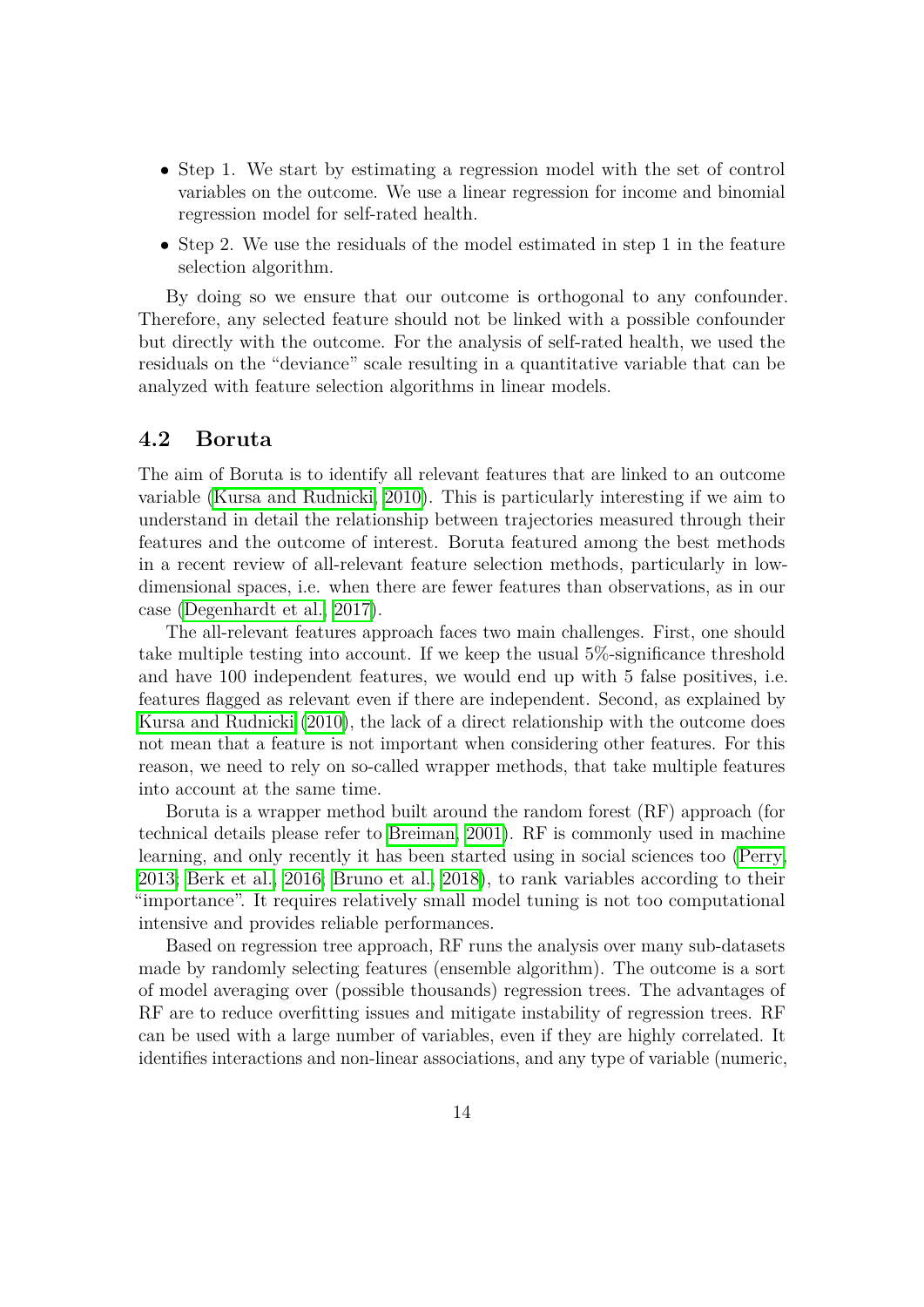- Step 1. We start by estimating a regression model with the set of control variables on the outcome. We use a linear regression for income and binomial regression model for self-rated health.
- Step 2. We use the residuals of the model estimated in step 1 in the feature selection algorithm.

By doing so we ensure that our outcome is orthogonal to any confounder. Therefore, any selected feature should not be linked with a possible confounder but directly with the outcome. For the analysis of self-rated health, we used the residuals on the "deviance" scale resulting in a quantitative variable that can be analyzed with feature selection algorithms in linear models.

## 4.2 Boruta

The aim of Boruta is to identify all relevant features that are linked to an outcome variable (Kursa and Rudnicki, 2010). This is particularly interesting if we aim to understand in detail the relationship between trajectories measured through their features and the outcome of interest. Boruta featured among the best methods in a recent review of all-relevant feature selection methods, particularly in low-dimensional spaces, i.e. when there are fewer features than observations, as in our case (Degenhardt et al., 2017).

The all-relevant features approach faces two main challenges. First, one should take multiple testing into account. If we keep the usual 5%-significance threshold and have 100 independent features, we would end up with 5 false positives, i.e. features flagged as relevant even if there are independent. Second, as explained by Kursa and Rudnicki (2010), the lack of a direct relationship with the outcome does not mean that a feature is not important when considering other features. For this reason, we need to rely on so-called wrapper methods, that take multiple features into account at the same time.

Boruta is a wrapper method built around the random forest (RF) approach (for technical details please refer to Breiman, 2001). RF is commonly used in machine learning, and only recently it has been started using in social sciences too (Perry, 2013; Berk et al., 2016; Bruno et al., 2018), to rank variables according to their "importance". It requires relatively small model tuning is not too computational intensive and provides reliable performances.

Based on regression tree approach, RF runs the analysis over many sub-datasets made by randomly selecting features (ensemble algorithm). The outcome is a sort of model averaging over (possible thousands) regression trees. The advantages of RF are to reduce overfitting issues and mitigate instability of regression trees. RF can be used with a large number of variables, even if they are highly correlated. It identifies interactions and non-linear associations, and any type of variable (numeric,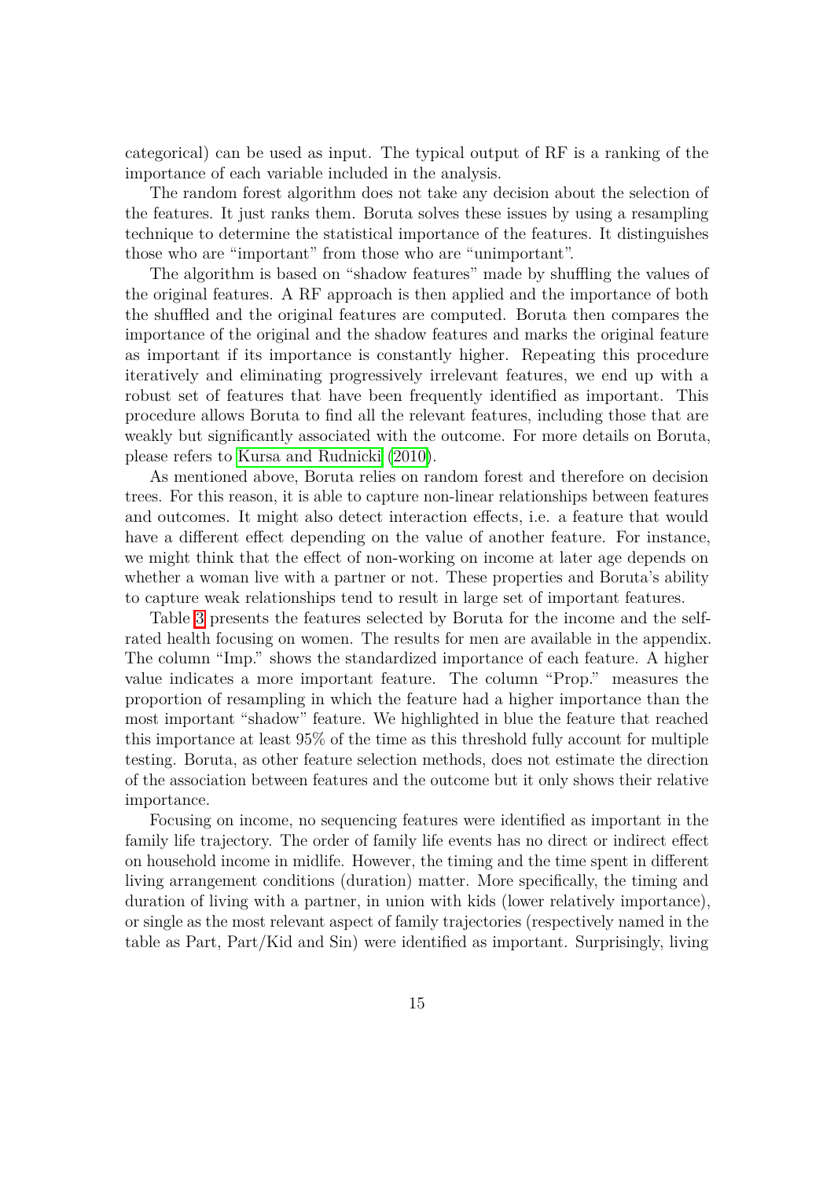categorical) can be used as input. The typical output of RF is a ranking of the importance of each variable included in the analysis.

The random forest algorithm does not take any decision about the selection of the features. It just ranks them. Boruta solves these issues by using a resampling technique to determine the statistical importance of the features. It distinguishes those who are "important" from those who are "unimportant".

The algorithm is based on "shadow features" made by shuffling the values of the original features. A RF approach is then applied and the importance of both the shuffled and the original features are computed. Boruta then compares the importance of the original and the shadow features and marks the original feature as important if its importance is constantly higher. Repeating this procedure iteratively and eliminating progressively irrelevant features, we end up with a robust set of features that have been frequently identified as important. This procedure allows Boruta to find all the relevant features, including those that are weakly but significantly associated with the outcome. For more details on Boruta, please refers to Kursa and Rudnicki (2010).

As mentioned above, Boruta relies on random forest and therefore on decision trees. For this reason, it is able to capture non-linear relationships between features and outcomes. It might also detect interaction effects, i.e. a feature that would have a different effect depending on the value of another feature. For instance, we might think that the effect of non-working on income at later age depends on whether a woman live with a partner or not. These properties and Boruta's ability to capture weak relationships tend to result in large set of important features.

Table 3 presents the features selected by Boruta for the income and the self-rated health focusing on women. The results for men are available in the appendix. The column "Imp." shows the standardized importance of each feature. A higher value indicates a more important feature. The column "Prop." measures the proportion of resampling in which the feature had a higher importance than the most important "shadow" feature. We highlighted in blue the feature that reached this importance at least 95% of the time as this threshold fully account for multiple testing. Boruta, as other feature selection methods, does not estimate the direction of the association between features and the outcome but it only shows their relative importance.

Focusing on income, no sequencing features were identified as important in the family life trajectory. The order of family life events has no direct or indirect effect on household income in midlife. However, the timing and the time spent in different living arrangement conditions (duration) matter. More specifically, the timing and duration of living with a partner, in union with kids (lower relatively importance), or single as the most relevant aspect of family trajectories (respectively named in the table as Part, Part/Kid and Sin) were identified as important. Surprisingly, living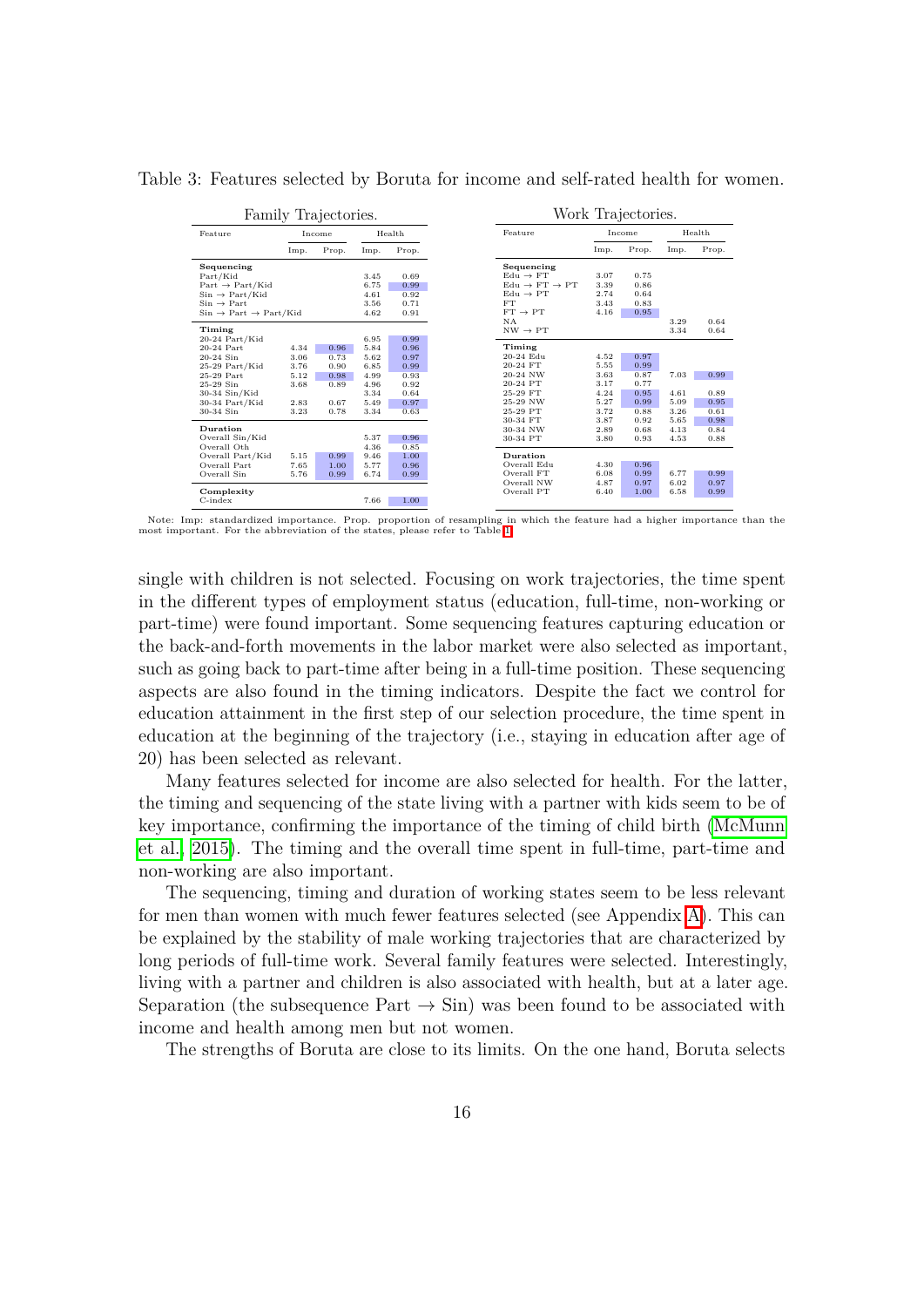Table 3: Features selected by Boruta for income and self-rated health for women.

Family Trajectories.

| Feature | Income | | Health | |
|---|---|---|---|---|
| | Imp. | Prop. | Imp. | Prop. |
| **Sequencing** | | | | |
| Part/Kid | | | 3.45 | 0.69 |
| Part → Part/Kid | | | 6.75 | 0.99 |
| Sin → Part/Kid | | | 4.61 | 0.92 |
| Sin → Part | | | 3.56 | 0.71 |
| Sin → Part → Part/Kid | | | 4.62 | 0.91 |
| **Timing** | | | | |
| 20-24 Part/Kid | | | 6.95 | 0.99 |
| 20-24 Part | 4.34 | 0.96 | 5.84 | 0.96 |
| 20-24 Sin | 3.06 | 0.73 | 5.62 | 0.97 |
| 25-29 Part/Kid | 3.76 | 0.90 | 6.85 | 0.99 |
| 25-29 Part | 5.12 | 0.98 | 4.99 | 0.93 |
| 25-29 Sin | 3.68 | 0.89 | 4.96 | 0.92 |
| 30-34 Sin/Kid | | | 3.34 | 0.64 |
| 30-34 Part/Kid | 2.83 | 0.67 | 5.49 | 0.97 |
| 30-34 Sin | 3.23 | 0.78 | 3.34 | 0.63 |
| **Duration** | | | | |
| Overall Sin/Kid | | | 5.37 | 0.96 |
| Overall Oth | | | 4.36 | 0.85 |
| Overall Part/Kid | 5.15 | 0.99 | 9.46 | 1.00 |
| Overall Part | 7.65 | 1.00 | 5.77 | 0.96 |
| Overall Sin | 5.76 | 0.99 | 6.74 | 0.99 |
| **Complexity** | | | | |
| C-index | | | 7.66 | 1.00 |

Work Trajectories.

| Feature | Income | | Health | |
|---|---|---|---|---|
| | Imp. | Prop. | Imp. | Prop. |
| **Sequencing** | | | | |
| Edu → FT | 3.07 | 0.75 | | |
| Edu → FT → PT | 3.39 | 0.86 | | |
| Edu → PT | 2.74 | 0.64 | | |
| FT | 3.43 | 0.83 | | |
| FT → PT | 4.16 | 0.95 | | |
| NA | | | 3.29 | 0.64 |
| NW → PT | | | 3.34 | 0.64 |
| **Timing** | | | | |
| 20-24 Edu | 4.52 | 0.97 | | |
| 20-24 FT | 5.55 | 0.99 | | |
| 20-24 NW | 3.63 | 0.87 | 7.03 | 0.99 |
| 20-24 PT | 3.17 | 0.77 | | |
| 25-29 FT | 4.24 | 0.95 | 4.61 | 0.89 |
| 25-29 NW | 5.27 | 0.99 | 5.09 | 0.95 |
| 25-29 PT | 3.72 | 0.88 | 3.26 | 0.61 |
| 30-34 FT | 3.87 | 0.92 | 5.65 | 0.98 |
| 30-34 NW | 2.89 | 0.68 | 4.13 | 0.84 |
| 30-34 PT | 3.80 | 0.93 | 4.53 | 0.88 |
| **Duration** | | | | |
| Overall Edu | 4.30 | 0.96 | | |
| Overall FT | 6.08 | 0.99 | 6.77 | 0.99 |
| Overall NW | 4.87 | 0.97 | 6.02 | 0.97 |
| Overall PT | 6.40 | 1.00 | 6.58 | 0.99 |

Note: Imp: standardized importance. Prop. proportion of resampling in which the feature had a higher importance than the most important. For the abbreviation of the states, please refer to Table 1.

single with children is not selected. Focusing on work trajectories, the time spent in the different types of employment status (education, full-time, non-working or part-time) were found important. Some sequencing features capturing education or the back-and-forth movements in the labor market were also selected as important, such as going back to part-time after being in a full-time position. These sequencing aspects are also found in the timing indicators. Despite the fact we control for education attainment in the first step of our selection procedure, the time spent in education at the beginning of the trajectory (i.e., staying in education after age of 20) has been selected as relevant.

Many features selected for income are also selected for health. For the latter, the timing and sequencing of the state living with a partner with kids seem to be of key importance, confirming the importance of the timing of child birth (McMunn et al., 2015). The timing and the overall time spent in full-time, part-time and non-working are also important.

The sequencing, timing and duration of working states seem to be less relevant for men than women with much fewer features selected (see Appendix A). This can be explained by the stability of male working trajectories that are characterized by long periods of full-time work. Several family features were selected. Interestingly, living with a partner and children is also associated with health, but at a later age. Separation (the subsequence Part → Sin) was been found to be associated with income and health among men but not women.

The strengths of Boruta are close to its limits. On the one hand, Boruta selects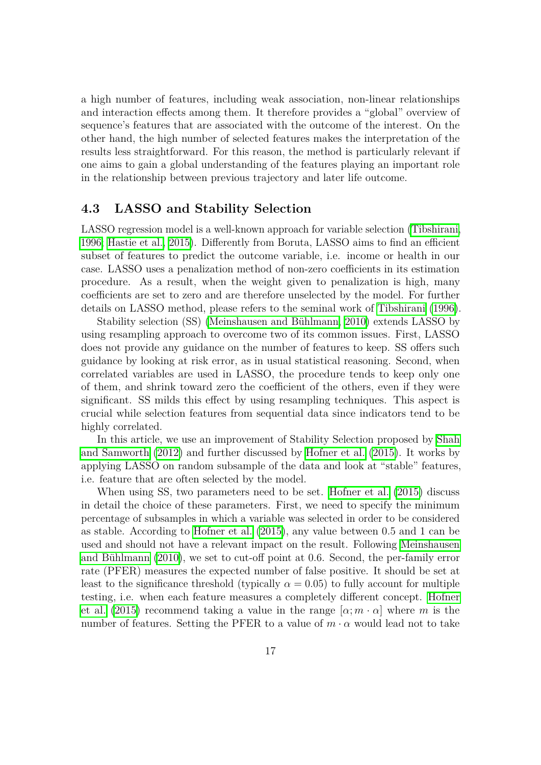a high number of features, including weak association, non-linear relationships and interaction effects among them. It therefore provides a "global" overview of sequence's features that are associated with the outcome of the interest. On the other hand, the high number of selected features makes the interpretation of the results less straightforward. For this reason, the method is particularly relevant if one aims to gain a global understanding of the features playing an important role in the relationship between previous trajectory and later life outcome.

### 4.3 LASSO and Stability Selection

LASSO regression model is a well-known approach for variable selection (Tibshirani, 1996; Hastie et al., 2015). Differently from Boruta, LASSO aims to find an efficient subset of features to predict the outcome variable, i.e. income or health in our case. LASSO uses a penalization method of non-zero coefficients in its estimation procedure. As a result, when the weight given to penalization is high, many coefficients are set to zero and are therefore unselected by the model. For further details on LASSO method, please refers to the seminal work of Tibshirani (1996).

Stability selection (SS) (Meinshausen and Bühlmann, 2010) extends LASSO by using resampling approach to overcome two of its common issues. First, LASSO does not provide any guidance on the number of features to keep. SS offers such guidance by looking at risk error, as in usual statistical reasoning. Second, when correlated variables are used in LASSO, the procedure tends to keep only one of them, and shrink toward zero the coefficient of the others, even if they were significant. SS milds this effect by using resampling techniques. This aspect is crucial while selection features from sequential data since indicators tend to be highly correlated.

In this article, we use an improvement of Stability Selection proposed by Shah and Samworth (2012) and further discussed by Hofner et al. (2015). It works by applying LASSO on random subsample of the data and look at "stable" features, i.e. feature that are often selected by the model.

When using SS, two parameters need to be set. Hofner et al. (2015) discuss in detail the choice of these parameters. First, we need to specify the minimum percentage of subsamples in which a variable was selected in order to be considered as stable. According to Hofner et al. (2015), any value between 0.5 and 1 can be used and should not have a relevant impact on the result. Following Meinshausen and Bühlmann (2010), we set to cut-off point at 0.6. Second, the per-family error rate (PFER) measures the expected number of false positive. It should be set at least to the significance threshold (typically $\alpha = 0.05$) to fully account for multiple testing, i.e. when each feature measures a completely different concept. Hofner et al. (2015) recommend taking a value in the range $[\alpha; m \cdot \alpha]$ where $m$ is the number of features. Setting the PFER to a value of $m \cdot \alpha$ would lead not to take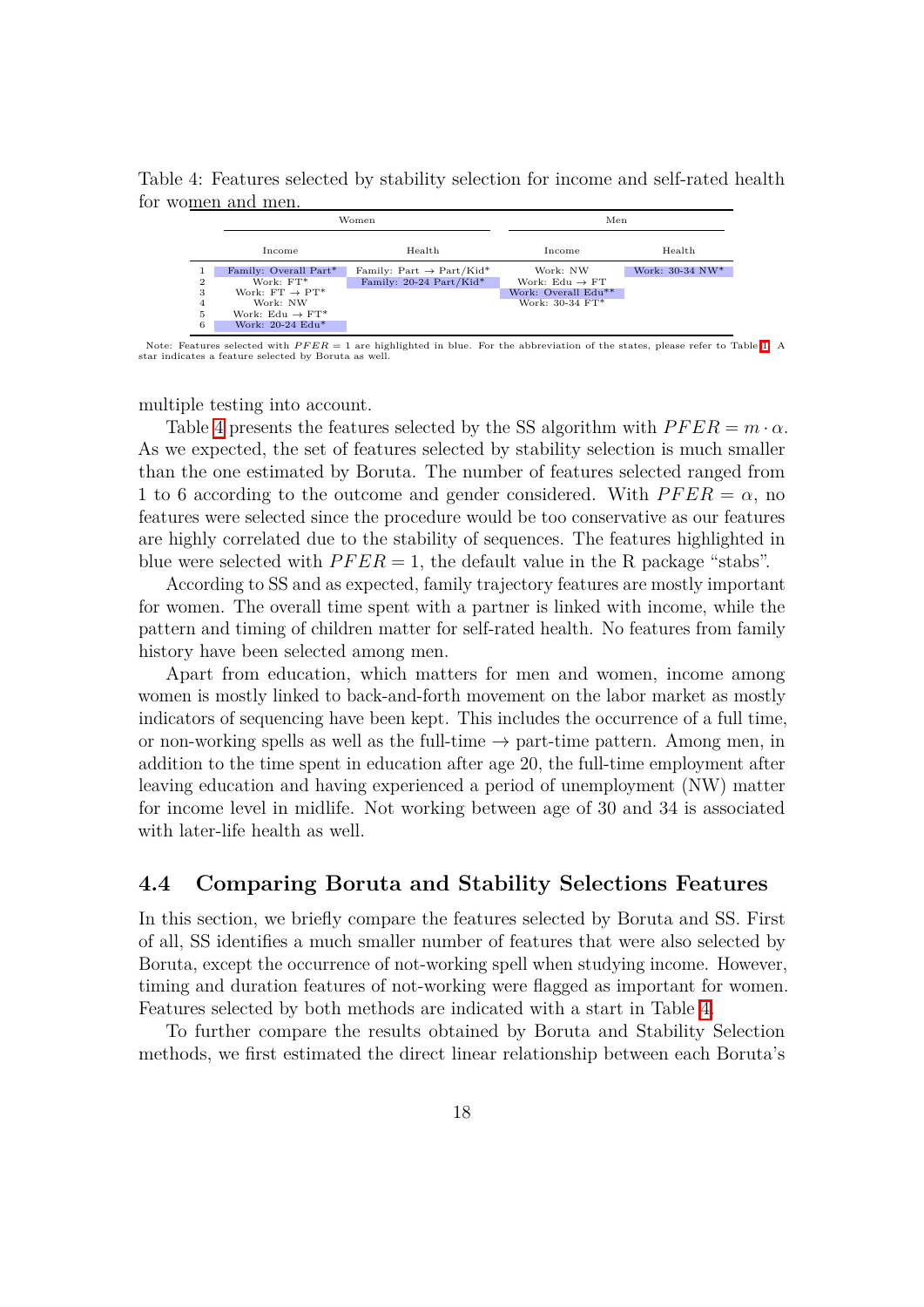Table 4: Features selected by stability selection for income and self-rated health for women and men.

| | Women | | Men | |
|---|---|---|---|---|
| | Income | Health | Income | Health |
| 1 | Family: Overall Part* | Family: Part → Part/Kid* | Work: NW | Work: 30-34 NW* |
| 2 | Work: FT* | Family: 20-24 Part/Kid* | Work: Edu → FT | |
| 3 | Work: FT → PT* | | Work: Overall Edu** | |
| 4 | Work: NW | | Work: 30-34 FT* | |
| 5 | Work: Edu → FT* | | | |
| 6 | Work: 20-24 Edu* | | | |

Note: Features selected with $PFER = 1$ are highlighted in blue. For the abbreviation of the states, please refer to Table 1. A star indicates a feature selected by Boruta as well.

multiple testing into account.

Table 4 presents the features selected by the SS algorithm with $PFER = m \cdot \alpha$. As we expected, the set of features selected by stability selection is much smaller than the one estimated by Boruta. The number of features selected ranged from 1 to 6 according to the outcome and gender considered. With $PFER = \alpha$, no features were selected since the procedure would be too conservative as our features are highly correlated due to the stability of sequences. The features highlighted in blue were selected with $PFER = 1$, the default value in the R package "stabs".

According to SS and as expected, family trajectory features are mostly important for women. The overall time spent with a partner is linked with income, while the pattern and timing of children matter for self-rated health. No features from family history have been selected among men.

Apart from education, which matters for men and women, income among women is mostly linked to back-and-forth movement on the labor market as mostly indicators of sequencing have been kept. This includes the occurrence of a full time, or non-working spells as well as the full-time → part-time pattern. Among men, in addition to the time spent in education after age 20, the full-time employment after leaving education and having experienced a period of unemployment (NW) matter for income level in midlife. Not working between age of 30 and 34 is associated with later-life health as well.

### 4.4 Comparing Boruta and Stability Selections Features

In this section, we briefly compare the features selected by Boruta and SS. First of all, SS identifies a much smaller number of features that were also selected by Boruta, except the occurrence of not-working spell when studying income. However, timing and duration features of not-working were flagged as important for women. Features selected by both methods are indicated with a start in Table 4.

To further compare the results obtained by Boruta and Stability Selection methods, we first estimated the direct linear relationship between each Boruta's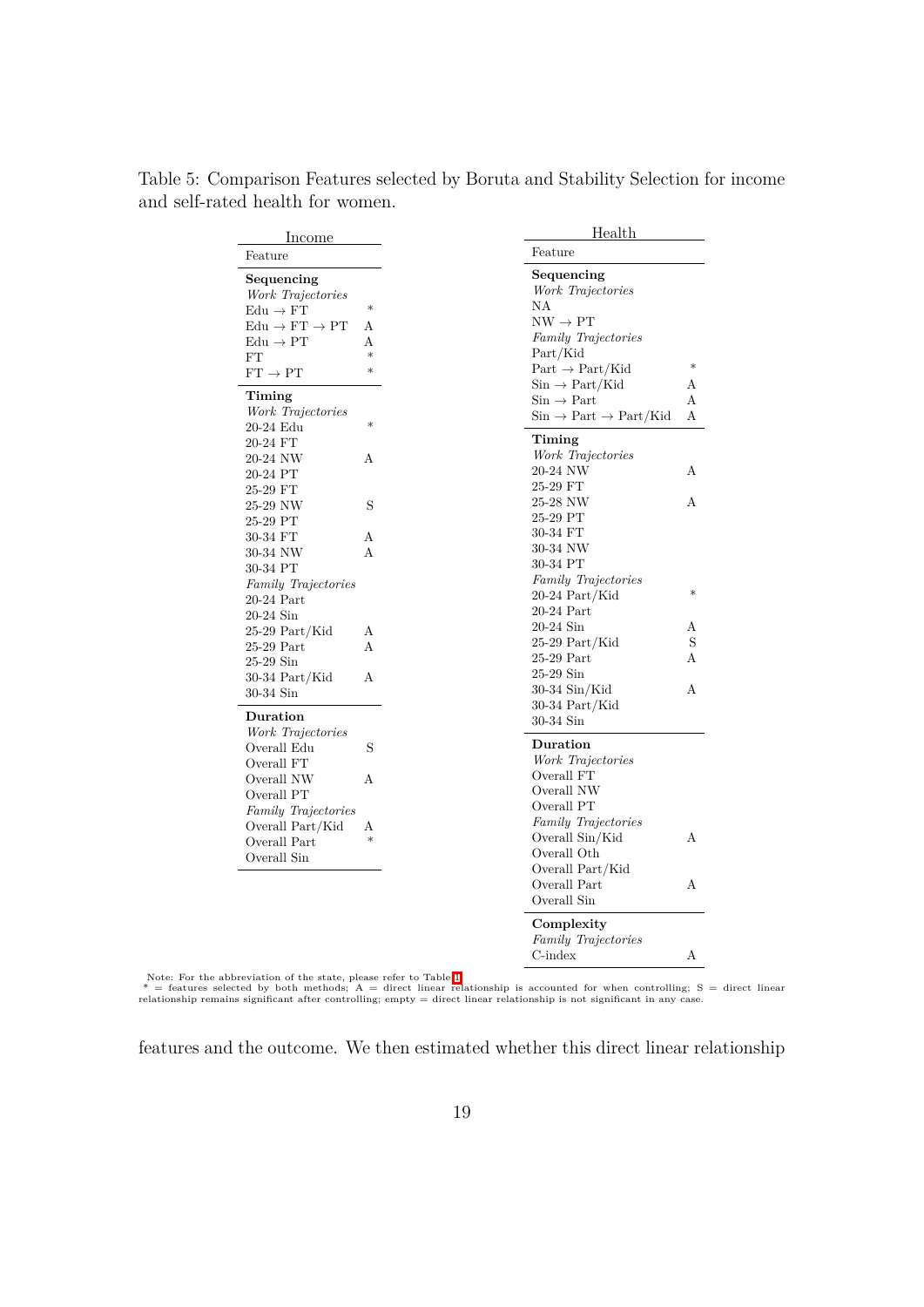Table 5: Comparison Features selected by Boruta and Stability Selection for income and self-rated health for women.

| Income | |
|---|---|
| Feature | |
| **Sequencing** | |
| *Work Trajectories* | |
| Edu → FT | * |
| Edu → FT → PT | A |
| Edu → PT | A |
| FT | * |
| FT → PT | * |
| **Timing** | |
| *Work Trajectories* | |
| 20-24 Edu | * |
| 20-24 FT | |
| 20-24 NW | A |
| 20-24 PT | |
| 25-29 FT | |
| 25-29 NW | S |
| 25-29 PT | |
| 30-34 FT | A |
| 30-34 NW | A |
| 30-34 PT | |
| *Family Trajectories* | |
| 20-24 Part | |
| 20-24 Sin | |
| 25-29 Part/Kid | A |
| 25-29 Part | A |
| 25-29 Sin | |
| 30-34 Part/Kid | A |
| 30-34 Sin | |
| **Duration** | |
| *Work Trajectories* | |
| Overall Edu | S |
| Overall FT | |
| Overall NW | A |
| Overall PT | |
| *Family Trajectories* | |
| Overall Part/Kid | A |
| Overall Part | * |
| Overall Sin | |

| Health | |
|---|---|
| Feature | |
| **Sequencing** | |
| *Work Trajectories* | |
| NA | |
| NW → PT | |
| *Family Trajectories* | |
| Part/Kid | |
| Part → Part/Kid | * |
| Sin → Part/Kid | A |
| Sin → Part | A |
| Sin → Part → Part/Kid | A |
| **Timing** | |
| *Work Trajectories* | |
| 20-24 NW | A |
| 25-29 FT | |
| 25-28 NW | A |
| 25-29 PT | |
| 30-34 FT | |
| 30-34 NW | |
| 30-34 PT | |
| *Family Trajectories* | |
| 20-24 Part/Kid | * |
| 20-24 Part | |
| 20-24 Sin | A |
| 25-29 Part/Kid | S |
| 25-29 Part | A |
| 25-29 Sin | |
| 30-34 Sin/Kid | A |
| 30-34 Part/Kid | |
| 30-34 Sin | |
| **Duration** | |
| *Work Trajectories* | |
| Overall FT | |
| Overall NW | |
| Overall PT | |
| *Family Trajectories* | |
| Overall Sin/Kid | A |
| Overall Oth | |
| Overall Part/Kid | |
| Overall Part | A |
| Overall Sin | |
| **Complexity** | |
| *Family Trajectories* | |
| C-index | A |

Note: For the abbreviation of the state, please refer to Table 1.
* = features selected by both methods; A = direct linear relationship is accounted for when controlling; S = direct linear relationship remains significant after controlling; empty = direct linear relationship is not significant in any case.

features and the outcome. We then estimated whether this direct linear relationship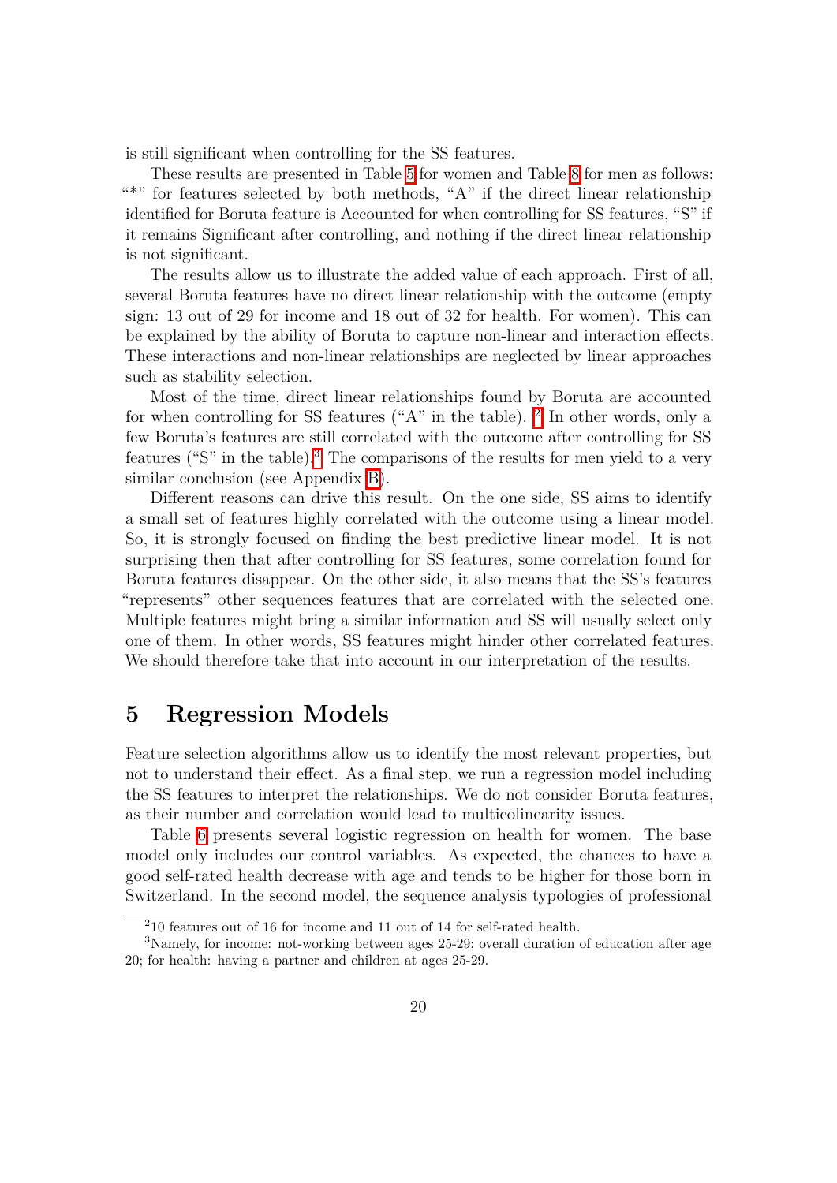is still significant when controlling for the SS features.

These results are presented in Table 5 for women and Table 8 for men as follows: "*" for features selected by both methods, "A" if the direct linear relationship identified for Boruta feature is Accounted for when controlling for SS features, "S" if it remains Significant after controlling, and nothing if the direct linear relationship is not significant.

The results allow us to illustrate the added value of each approach. First of all, several Boruta features have no direct linear relationship with the outcome (empty sign: 13 out of 29 for income and 18 out of 32 for health. For women). This can be explained by the ability of Boruta to capture non-linear and interaction effects. These interactions and non-linear relationships are neglected by linear approaches such as stability selection.

Most of the time, direct linear relationships found by Boruta are accounted for when controlling for SS features ("A" in the table). [2] In other words, only a few Boruta's features are still correlated with the outcome after controlling for SS features ("S" in the table).[3] The comparisons of the results for men yield to a very similar conclusion (see Appendix B).

Different reasons can drive this result. On the one side, SS aims to identify a small set of features highly correlated with the outcome using a linear model. So, it is strongly focused on finding the best predictive linear model. It is not surprising then that after controlling for SS features, some correlation found for Boruta features disappear. On the other side, it also means that the SS's features "represents" other sequences features that are correlated with the selected one. Multiple features might bring a similar information and SS will usually select only one of them. In other words, SS features might hinder other correlated features. We should therefore take that into account in our interpretation of the results.

# 5 Regression Models

Feature selection algorithms allow us to identify the most relevant properties, but not to understand their effect. As a final step, we run a regression model including the SS features to interpret the relationships. We do not consider Boruta features, as their number and correlation would lead to multicolinearity issues.

Table 6 presents several logistic regression on health for women. The base model only includes our control variables. As expected, the chances to have a good self-rated health decrease with age and tends to be higher for those born in Switzerland. In the second model, the sequence analysis typologies of professional

[2] 10 features out of 16 for income and 11 out of 14 for self-rated health.

[3] Namely, for income: not-working between ages 25-29; overall duration of education after age 20; for health: having a partner and children at ages 25-29.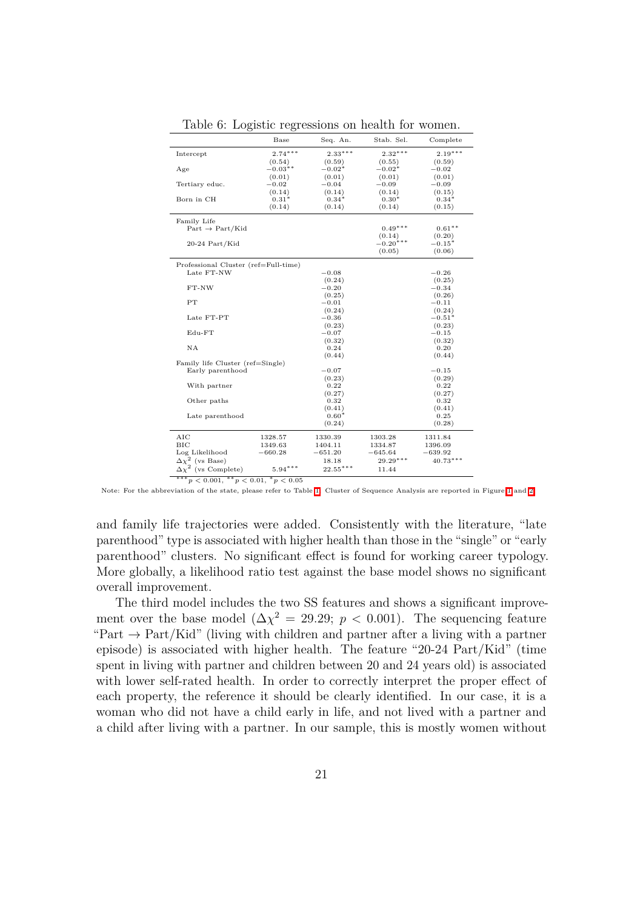Table 6: Logistic regressions on health for women.

| | Base | Seq. An. | Stab. Sel. | Complete |
|---|---|---|---|---|
| Intercept | $2.74^{***}$ | $2.33^{***}$ | $2.32^{***}$ | $2.19^{***}$ |
| | (0.54) | (0.59) | (0.55) | (0.59) |
| Age | $-0.03^{**}$ | $-0.02^{*}$ | $-0.02^{*}$ | $-0.02$ |
| | (0.01) | (0.01) | (0.01) | (0.01) |
| Tertiary educ. | $-0.02$ | $-0.04$ | $-0.09$ | $-0.09$ |
| | (0.14) | (0.14) | (0.14) | (0.15) |
| Born in CH | $0.31^{*}$ | $0.34^{*}$ | $0.30^{*}$ | $0.34^{*}$ |
| | (0.14) | (0.14) | (0.14) | (0.15) |
| Family Life | | | | |
| Part $\rightarrow$ Part/Kid | | | $0.49^{***}$ | $0.61^{**}$ |
| | | | (0.14) | (0.20) |
| 20-24 Part/Kid | | | $-0.20^{***}$ | $-0.15^{*}$ |
| | | | (0.05) | (0.06) |
| Professional Cluster (ref=Full-time) | | | | |
| Late FT-NW | | $-0.08$ | | $-0.26$ |
| | | (0.24) | | (0.25) |
| FT-NW | | $-0.20$ | | $-0.34$ |
| | | (0.25) | | (0.26) |
| PT | | $-0.01$ | | $-0.11$ |
| | | (0.24) | | (0.24) |
| Late FT-PT | | $-0.36$ | | $-0.51^{*}$ |
| | | (0.23) | | (0.23) |
| Edu-FT | | $-0.07$ | | $-0.15$ |
| | | (0.32) | | (0.32) |
| NA | | 0.24 | | 0.20 |
| | | (0.44) | | (0.44) |
| Family life Cluster (ref=Single) | | | | |
| Early parenthood | | $-0.07$ | | $-0.15$ |
| | | (0.23) | | (0.29) |
| With partner | | 0.22 | | 0.22 |
| | | (0.27) | | (0.27) |
| Other paths | | 0.32 | | 0.32 |
| | | (0.41) | | (0.41) |
| Late parenthood | | $0.60^{*}$ | | 0.25 |
| | | (0.24) | | (0.28) |
| AIC | 1328.57 | 1330.39 | 1303.28 | 1311.84 |
| BIC | 1349.63 | 1404.11 | 1334.87 | 1396.09 |
| Log Likelihood | $-660.28$ | $-651.20$ | $-645.64$ | $-639.92$ |
| $\Delta\chi^2$ (vs Base) | | 18.18 | $29.29^{***}$ | $40.73^{***}$ |
| $\Delta\chi^2$ (vs Complete) | $5.94^{***}$ | $22.55^{***}$ | 11.44 | |

$^{***}p < 0.001$, $^{**}p < 0.01$, $^{*}p < 0.05$

Note: For the abbreviation of the state, please refer to Table 1. Cluster of Sequence Analysis are reported in Figure 1 and 2.

and family life trajectories were added. Consistently with the literature, "late parenthood" type is associated with higher health than those in the "single" or "early parenthood" clusters. No significant effect is found for working career typology. More globally, a likelihood ratio test against the base model shows no significant overall improvement.

The third model includes the two SS features and shows a significant improvement over the base model ($\Delta\chi^2 = 29.29$; $p < 0.001$). The sequencing feature "Part $\rightarrow$ Part/Kid" (living with children and partner after a living with a partner episode) is associated with higher health. The feature "20-24 Part/Kid" (time spent in living with partner and children between 20 and 24 years old) is associated with lower self-rated health. In order to correctly interpret the proper effect of each property, the reference it should be clearly identified. In our case, it is a woman who did not have a child early in life, and not lived with a partner and a child after living with a partner. In our sample, this is mostly women without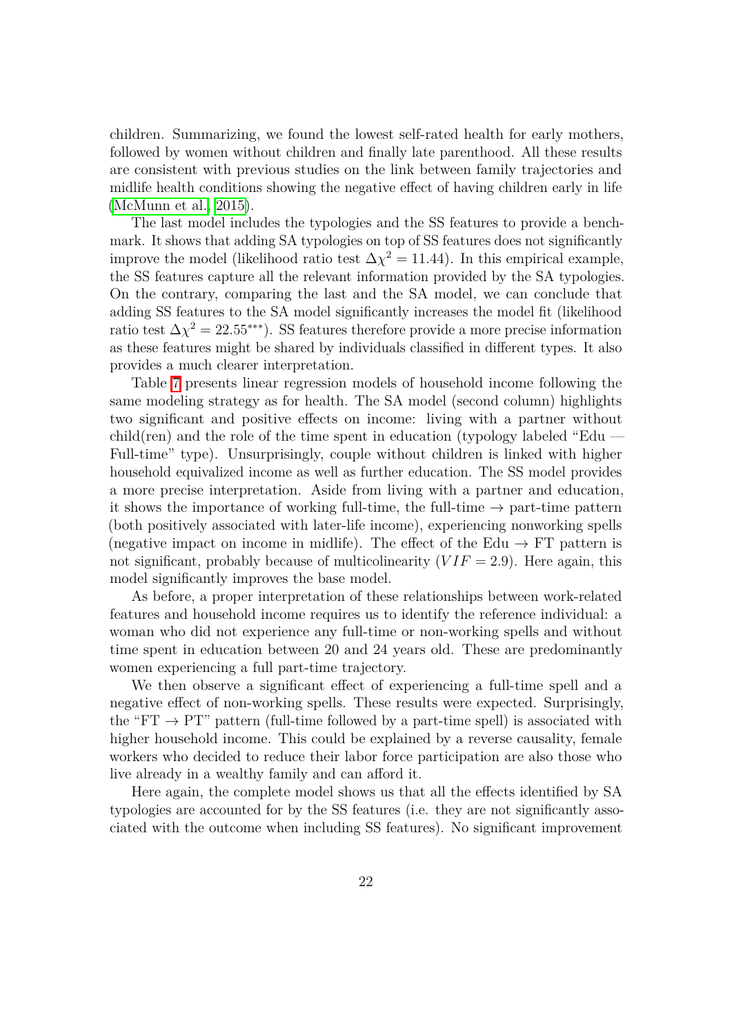children. Summarizing, we found the lowest self-rated health for early mothers, followed by women without children and finally late parenthood. All these results are consistent with previous studies on the link between family trajectories and midlife health conditions showing the negative effect of having children early in life (McMunn et al., 2015).

The last model includes the typologies and the SS features to provide a benchmark. It shows that adding SA typologies on top of SS features does not significantly improve the model (likelihood ratio test $\Delta\chi^2 = 11.44$). In this empirical example, the SS features capture all the relevant information provided by the SA typologies. On the contrary, comparing the last and the SA model, we can conclude that adding SS features to the SA model significantly increases the model fit (likelihood ratio test $\Delta\chi^2 = 22.55^{***}$). SS features therefore provide a more precise information as these features might be shared by individuals classified in different types. It also provides a much clearer interpretation.

Table 7 presents linear regression models of household income following the same modeling strategy as for health. The SA model (second column) highlights two significant and positive effects on income: living with a partner without child(ren) and the role of the time spent in education (typology labeled "Edu — Full-time" type). Unsurprisingly, couple without children is linked with higher household equivalized income as well as further education. The SS model provides a more precise interpretation. Aside from living with a partner and education, it shows the importance of working full-time, the full-time → part-time pattern (both positively associated with later-life income), experiencing nonworking spells (negative impact on income in midlife). The effect of the Edu → FT pattern is not significant, probably because of multicolinearity ($VIF = 2.9$). Here again, this model significantly improves the base model.

As before, a proper interpretation of these relationships between work-related features and household income requires us to identify the reference individual: a woman who did not experience any full-time or non-working spells and without time spent in education between 20 and 24 years old. These are predominantly women experiencing a full part-time trajectory.

We then observe a significant effect of experiencing a full-time spell and a negative effect of non-working spells. These results were expected. Surprisingly, the "FT → PT" pattern (full-time followed by a part-time spell) is associated with higher household income. This could be explained by a reverse causality, female workers who decided to reduce their labor force participation are also those who live already in a wealthy family and can afford it.

Here again, the complete model shows us that all the effects identified by SA typologies are accounted for by the SS features (i.e. they are not significantly associated with the outcome when including SS features). No significant improvement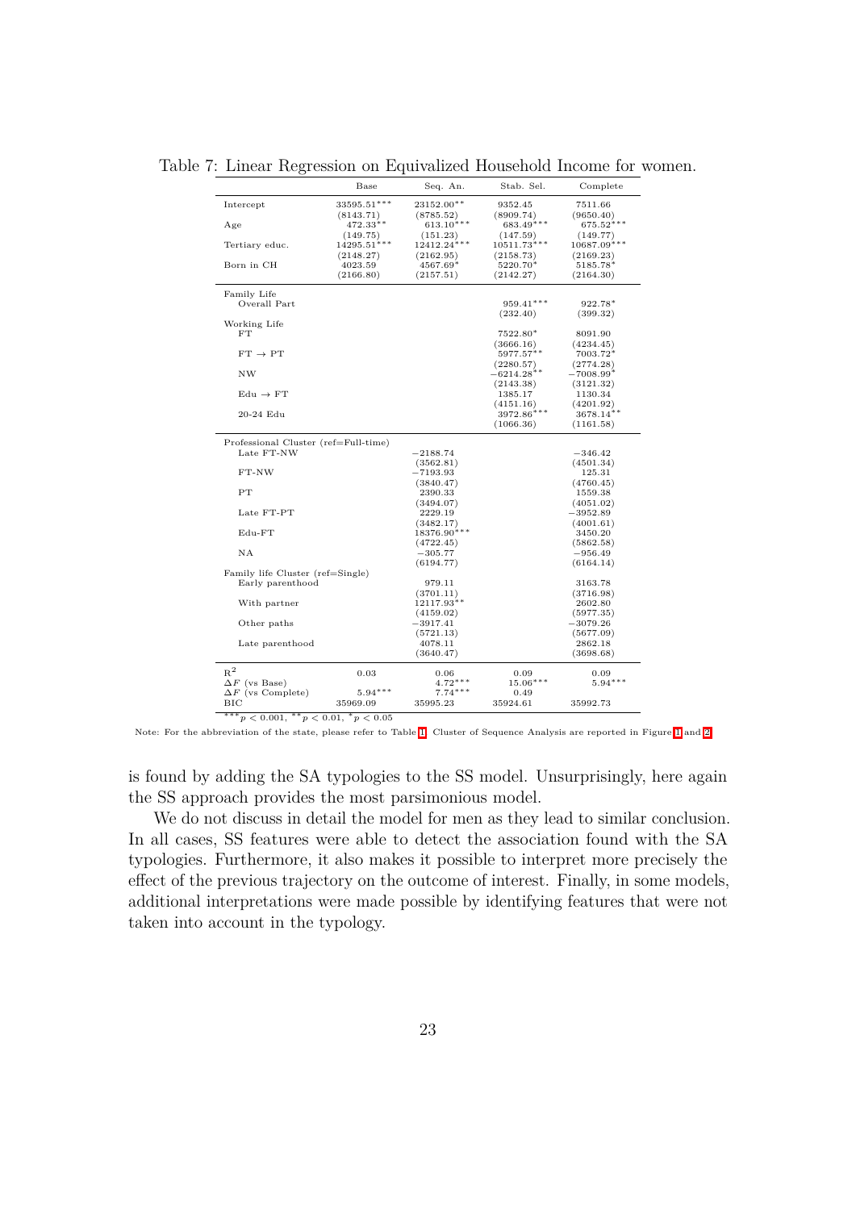Table 7: Linear Regression on Equivalized Household Income for women.

| | Base | Seq. An. | Stab. Sel. | Complete |
|---|---|---|---|---|
| Intercept | 33595.51*** | 23152.00** | 9352.45 | 7511.66 |
| | (8143.71) | (8785.52) | (8909.74) | (9650.40) |
| Age | 472.33** | 613.10*** | 683.49*** | 675.52*** |
| | (149.75) | (151.23) | (147.59) | (149.77) |
| Tertiary educ. | 14295.51*** | 12412.24*** | 10511.73*** | 10687.09*** |
| | (2148.27) | (2162.95) | (2158.73) | (2169.23) |
| Born in CH | 4023.59 | 4567.69* | 5220.70* | 5185.78* |
| | (2166.80) | (2157.51) | (2142.27) | (2164.30) |
| Family Life | | | | |
| Overall Part | | | 959.41*** | 922.78* |
| | | | (232.40) | (399.32) |
| Working Life | | | | |
| FT | | | 7522.80* | 8091.90 |
| | | | (3666.16) | (4234.45) |
| FT → PT | | | 5977.57** | 7003.72* |
| | | | (2280.57) | (2774.28) |
| NW | | | −6214.28** | −7008.99* |
| | | | (2143.38) | (3121.32) |
| Edu → FT | | | 1385.17 | 1130.34 |
| | | | (4151.16) | (4201.92) |
| 20-24 Edu | | | 3972.86*** | 3678.14** |
| | | | (1066.36) | (1161.58) |
| Professional Cluster (ref=Full-time) | | | | |
| Late FT-NW | | −2188.74 | | −346.42 |
| | | (3562.81) | | (4501.34) |
| FT-NW | | −7193.93 | | 125.31 |
| | | (3840.47) | | (4760.45) |
| PT | | 2390.33 | | 1559.38 |
| | | (3494.07) | | (4051.02) |
| Late FT-PT | | 2229.19 | | −3952.89 |
| | | (3482.17) | | (4001.61) |
| Edu-FT | | 18376.90*** | | 3450.20 |
| | | (4722.45) | | (5862.58) |
| NA | | −305.77 | | −956.49 |
| | | (6194.77) | | (6164.14) |
| Family life Cluster (ref=Single) | | | | |
| Early parenthood | | 979.11 | | 3163.78 |
| | | (3701.11) | | (3716.98) |
| With partner | | 12117.93** | | 2602.80 |
| | | (4159.02) | | (5977.35) |
| Other paths | | −3917.41 | | −3079.26 |
| | | (5721.13) | | (5677.09) |
| Late parenthood | | 4078.11 | | 2862.18 |
| | | (3640.47) | | (3698.68) |
| $R^2$ | 0.03 | 0.06 | 0.09 | 0.09 |
| $\Delta F$ (vs Base) | | 4.72*** | 15.06*** | 5.94*** |
| $\Delta F$ (vs Complete) | 5.94*** | 7.74*** | 0.49 | |
| BIC | 35969.09 | 35995.23 | 35924.61 | 35992.73 |

***$p < 0.001$, **$p < 0.01$, *$p < 0.05$

Note: For the abbreviation of the state, please refer to Table 1. Cluster of Sequence Analysis are reported in Figure 1 and 2.

is found by adding the SA typologies to the SS model. Unsurprisingly, here again the SS approach provides the most parsimonious model.

We do not discuss in detail the model for men as they lead to similar conclusion. In all cases, SS features were able to detect the association found with the SA typologies. Furthermore, it also makes it possible to interpret more precisely the effect of the previous trajectory on the outcome of interest. Finally, in some models, additional interpretations were made possible by identifying features that were not taken into account in the typology.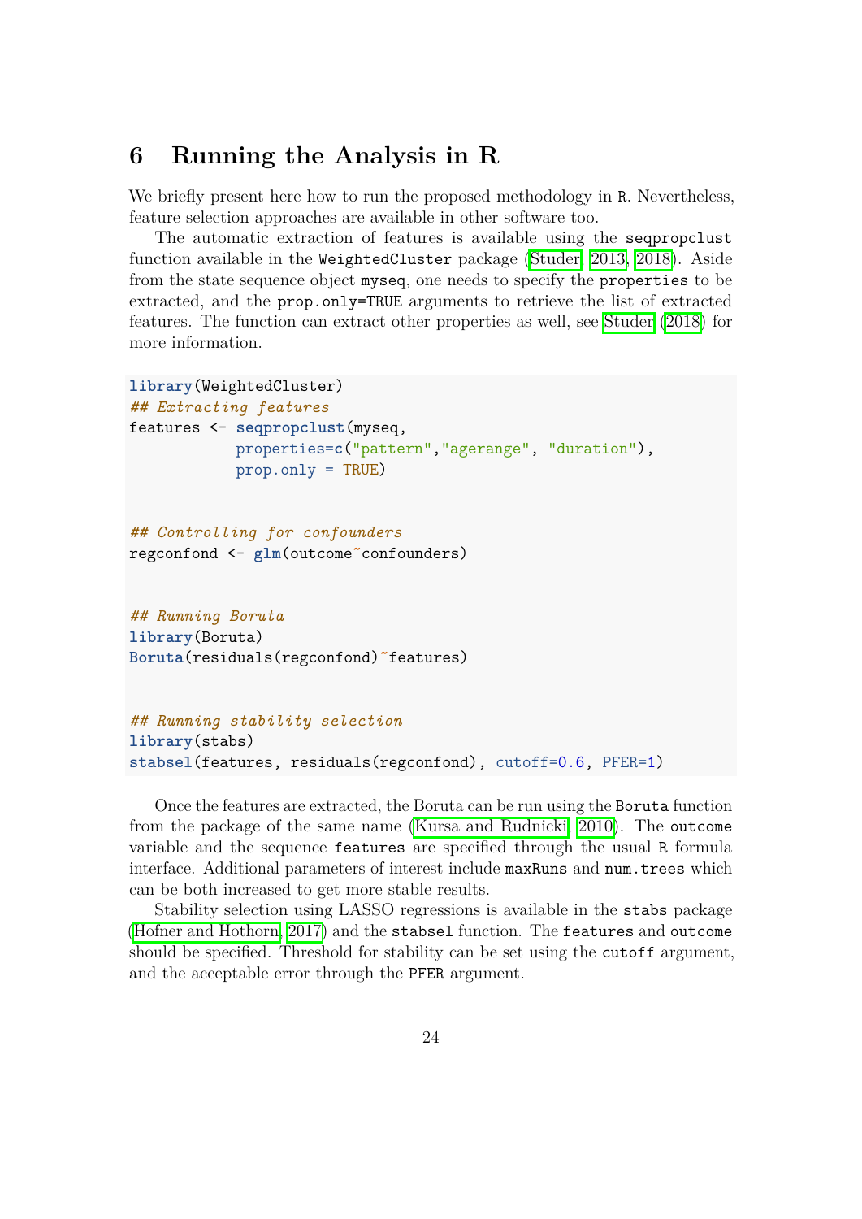## 6 Running the Analysis in R

We briefly present here how to run the proposed methodology in R. Nevertheless, feature selection approaches are available in other software too.

The automatic extraction of features is available using the `seqpropclust` function available in the `WeightedCluster` package (Studer, 2013, 2018). Aside from the state sequence object `myseq`, one needs to specify the `properties` to be extracted, and the `prop.only=TRUE` arguments to retrieve the list of extracted features. The function can extract other properties as well, see Studer (2018) for more information.

```
library(WeightedCluster)
## Extracting features
features <- seqpropclust(myseq,
            properties=c("pattern","agerange", "duration"),
            prop.only = TRUE)


## Controlling for confounders
regconfond <- glm(outcome~confounders)


## Running Boruta
library(Boruta)
Boruta(residuals(regconfond)~features)


## Running stability selection
library(stabs)
stabsel(features, residuals(regconfond), cutoff=0.6, PFER=1)
```

Once the features are extracted, the Boruta can be run using the `Boruta` function from the package of the same name (Kursa and Rudnicki, 2010). The `outcome` variable and the sequence `features` are specified through the usual R formula interface. Additional parameters of interest include `maxRuns` and `num.trees` which can be both increased to get more stable results.

Stability selection using LASSO regressions is available in the `stabs` package (Hofner and Hothorn, 2017) and the `stabsel` function. The `features` and `outcome` should be specified. Threshold for stability can be set using the `cutoff` argument, and the acceptable error through the `PFER` argument.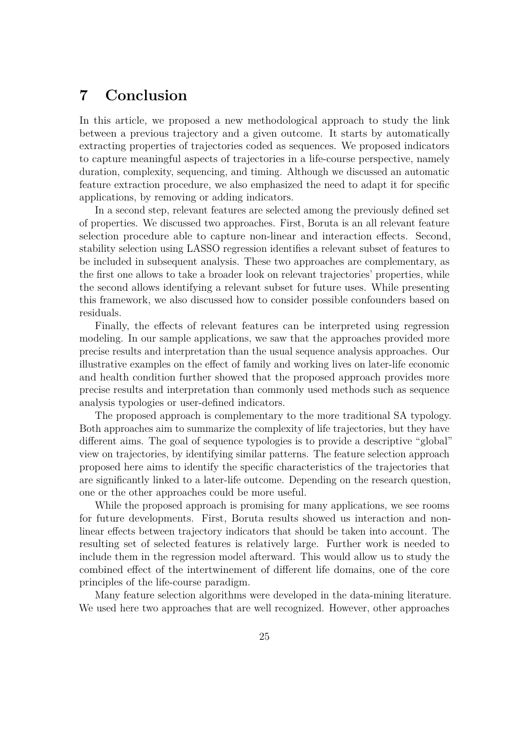## 7 Conclusion

In this article, we proposed a new methodological approach to study the link between a previous trajectory and a given outcome. It starts by automatically extracting properties of trajectories coded as sequences. We proposed indicators to capture meaningful aspects of trajectories in a life-course perspective, namely duration, complexity, sequencing, and timing. Although we discussed an automatic feature extraction procedure, we also emphasized the need to adapt it for specific applications, by removing or adding indicators.

In a second step, relevant features are selected among the previously defined set of properties. We discussed two approaches. First, Boruta is an all relevant feature selection procedure able to capture non-linear and interaction effects. Second, stability selection using LASSO regression identifies a relevant subset of features to be included in subsequent analysis. These two approaches are complementary, as the first one allows to take a broader look on relevant trajectories' properties, while the second allows identifying a relevant subset for future uses. While presenting this framework, we also discussed how to consider possible confounders based on residuals.

Finally, the effects of relevant features can be interpreted using regression modeling. In our sample applications, we saw that the approaches provided more precise results and interpretation than the usual sequence analysis approaches. Our illustrative examples on the effect of family and working lives on later-life economic and health condition further showed that the proposed approach provides more precise results and interpretation than commonly used methods such as sequence analysis typologies or user-defined indicators.

The proposed approach is complementary to the more traditional SA typology. Both approaches aim to summarize the complexity of life trajectories, but they have different aims. The goal of sequence typologies is to provide a descriptive "global" view on trajectories, by identifying similar patterns. The feature selection approach proposed here aims to identify the specific characteristics of the trajectories that are significantly linked to a later-life outcome. Depending on the research question, one or the other approaches could be more useful.

While the proposed approach is promising for many applications, we see rooms for future developments. First, Boruta results showed us interaction and non-linear effects between trajectory indicators that should be taken into account. The resulting set of selected features is relatively large. Further work is needed to include them in the regression model afterward. This would allow us to study the combined effect of the intertwinement of different life domains, one of the core principles of the life-course paradigm.

Many feature selection algorithms were developed in the data-mining literature. We used here two approaches that are well recognized. However, other approaches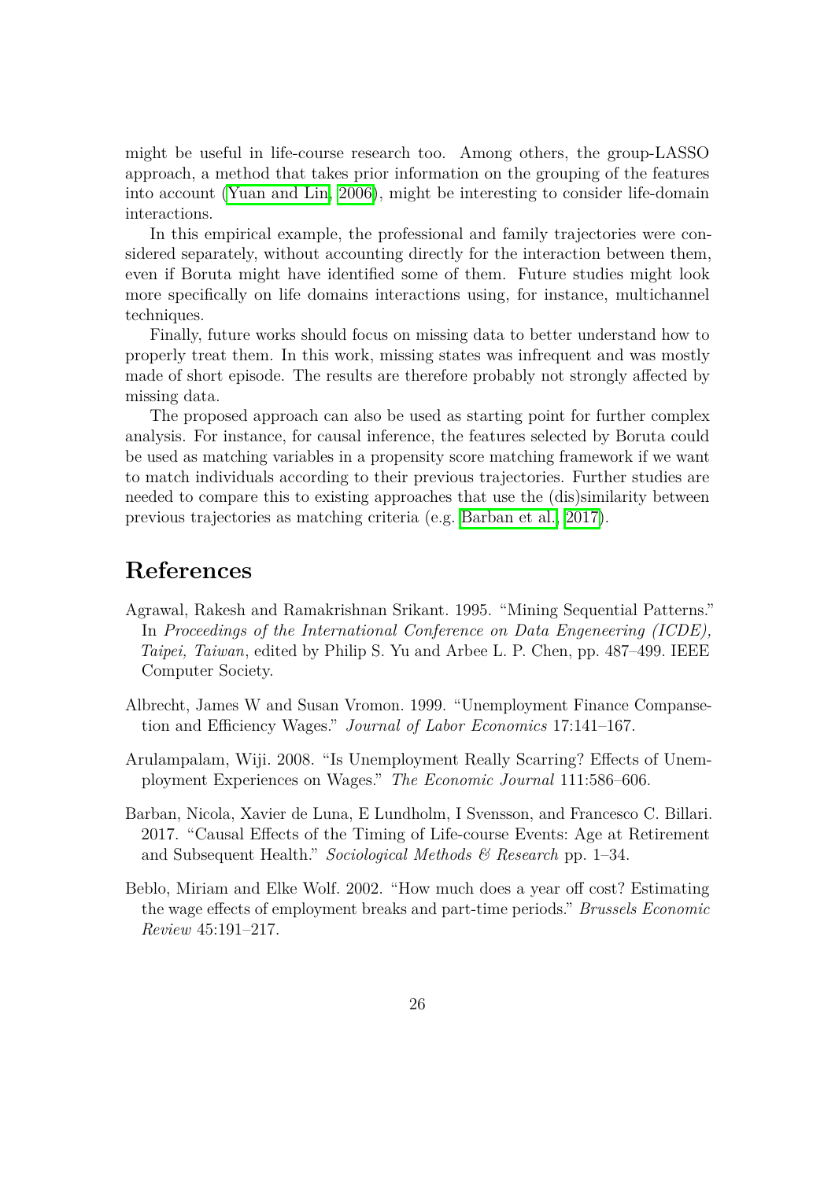might be useful in life-course research too. Among others, the group-LASSO approach, a method that takes prior information on the grouping of the features into account (Yuan and Lin, 2006), might be interesting to consider life-domain interactions.

In this empirical example, the professional and family trajectories were considered separately, without accounting directly for the interaction between them, even if Boruta might have identified some of them. Future studies might look more specifically on life domains interactions using, for instance, multichannel techniques.

Finally, future works should focus on missing data to better understand how to properly treat them. In this work, missing states was infrequent and was mostly made of short episode. The results are therefore probably not strongly affected by missing data.

The proposed approach can also be used as starting point for further complex analysis. For instance, for causal inference, the features selected by Boruta could be used as matching variables in a propensity score matching framework if we want to match individuals according to their previous trajectories. Further studies are needed to compare this to existing approaches that use the (dis)similarity between previous trajectories as matching criteria (e.g. Barban et al., 2017).

# References

Agrawal, Rakesh and Ramakrishnan Srikant. 1995. "Mining Sequential Patterns." In *Proceedings of the International Conference on Data Engeneering (ICDE), Taipei, Taiwan*, edited by Philip S. Yu and Arbee L. P. Chen, pp. 487–499. IEEE Computer Society.

Albrecht, James W and Susan Vromon. 1999. "Unemployment Finance Compansetion and Efficiency Wages." *Journal of Labor Economics* 17:141–167.

Arulampalam, Wiji. 2008. "Is Unemployment Really Scarring? Effects of Unemployment Experiences on Wages." *The Economic Journal* 111:586–606.

Barban, Nicola, Xavier de Luna, E Lundholm, I Svensson, and Francesco C. Billari. 2017. "Causal Effects of the Timing of Life-course Events: Age at Retirement and Subsequent Health." *Sociological Methods & Research* pp. 1–34.

Beblo, Miriam and Elke Wolf. 2002. "How much does a year off cost? Estimating the wage effects of employment breaks and part-time periods." *Brussels Economic Review* 45:191–217.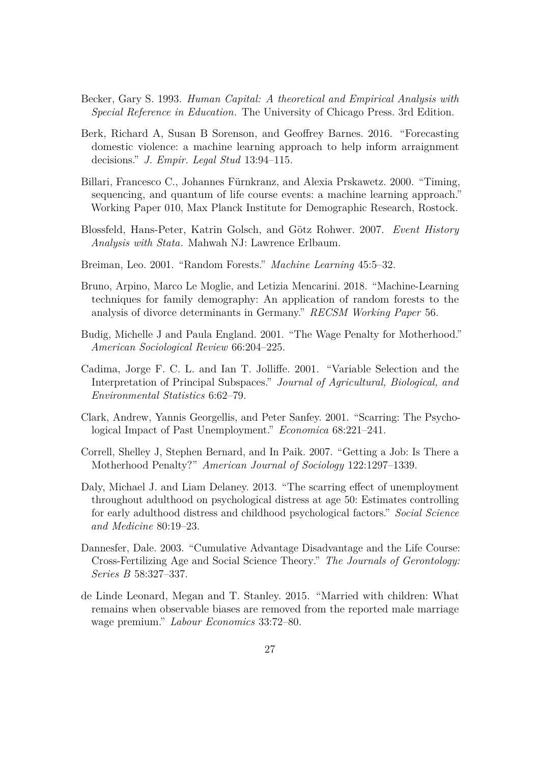Becker, Gary S. 1993. *Human Capital: A theoretical and Empirical Analysis with Special Reference in Education*. The University of Chicago Press. 3rd Edition.

Berk, Richard A, Susan B Sorenson, and Geoffrey Barnes. 2016. "Forecasting domestic violence: a machine learning approach to help inform arraignment decisions." *J. Empir. Legal Stud* 13:94–115.

Billari, Francesco C., Johannes Fürnkranz, and Alexia Prskawetz. 2000. "Timing, sequencing, and quantum of life course events: a machine learning approach." Working Paper 010, Max Planck Institute for Demographic Research, Rostock.

Blossfeld, Hans-Peter, Katrin Golsch, and Götz Rohwer. 2007. *Event History Analysis with Stata*. Mahwah NJ: Lawrence Erlbaum.

Breiman, Leo. 2001. "Random Forests." *Machine Learning* 45:5–32.

Bruno, Arpino, Marco Le Moglie, and Letizia Mencarini. 2018. "Machine-Learning techniques for family demography: An application of random forests to the analysis of divorce determinants in Germany." *RECSM Working Paper* 56.

Budig, Michelle J and Paula England. 2001. "The Wage Penalty for Motherhood." *American Sociological Review* 66:204–225.

Cadima, Jorge F. C. L. and Ian T. Jolliffe. 2001. "Variable Selection and the Interpretation of Principal Subspaces." *Journal of Agricultural, Biological, and Environmental Statistics* 6:62–79.

Clark, Andrew, Yannis Georgellis, and Peter Sanfey. 2001. "Scarring: The Psychological Impact of Past Unemployment." *Economica* 68:221–241.

Correll, Shelley J, Stephen Bernard, and In Paik. 2007. "Getting a Job: Is There a Motherhood Penalty?" *American Journal of Sociology* 122:1297–1339.

Daly, Michael J. and Liam Delaney. 2013. "The scarring effect of unemployment throughout adulthood on psychological distress at age 50: Estimates controlling for early adulthood distress and childhood psychological factors." *Social Science and Medicine* 80:19–23.

Dannesfer, Dale. 2003. "Cumulative Advantage Disadvantage and the Life Course: Cross-Fertilizing Age and Social Science Theory." *The Journals of Gerontology: Series B* 58:327–337.

de Linde Leonard, Megan and T. Stanley. 2015. "Married with children: What remains when observable biases are removed from the reported male marriage wage premium." *Labour Economics* 33:72–80.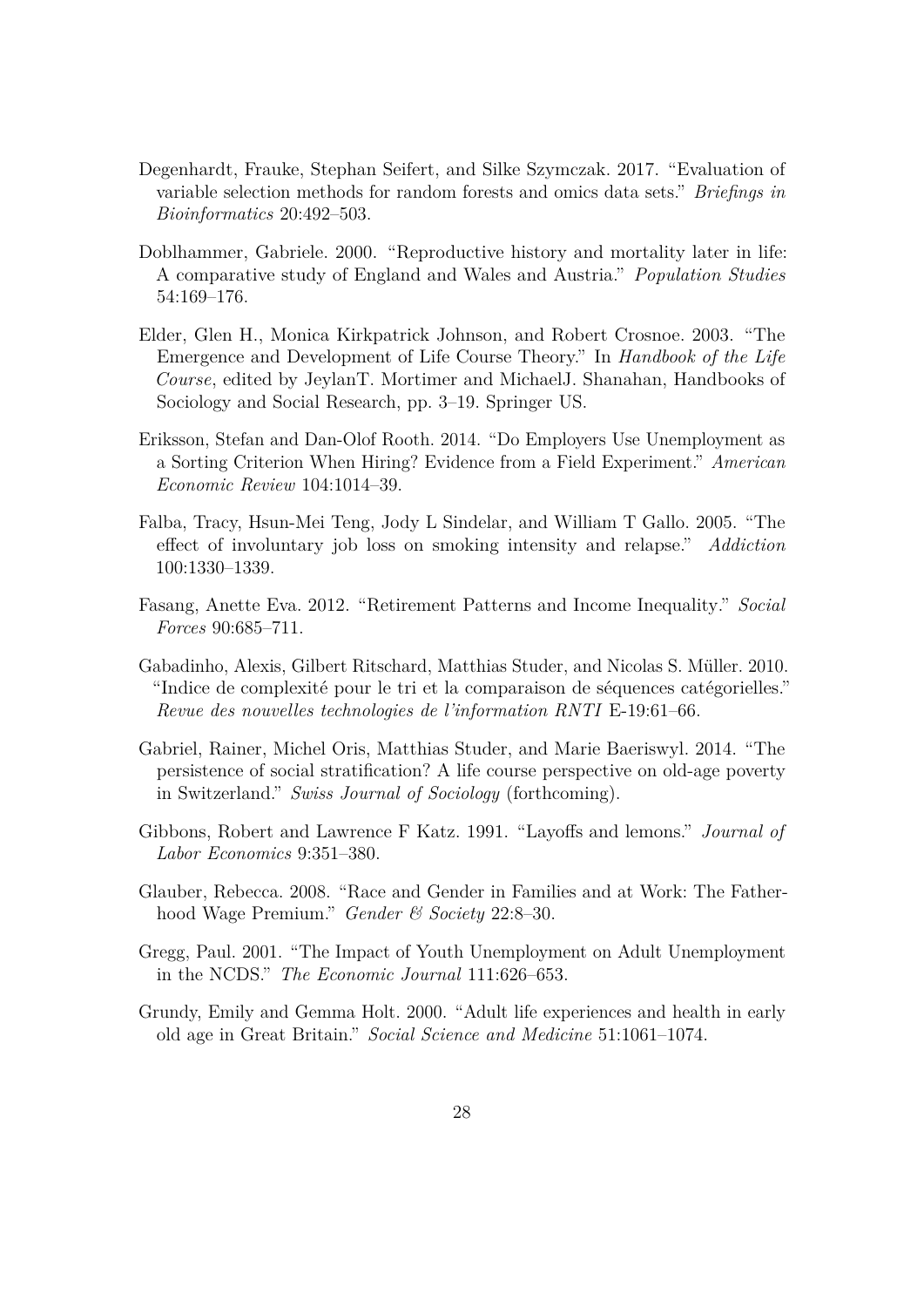Degenhardt, Frauke, Stephan Seifert, and Silke Szymczak. 2017. "Evaluation of variable selection methods for random forests and omics data sets." *Briefings in Bioinformatics* 20:492–503.

Doblhammer, Gabriele. 2000. "Reproductive history and mortality later in life: A comparative study of England and Wales and Austria." *Population Studies* 54:169–176.

Elder, Glen H., Monica Kirkpatrick Johnson, and Robert Crosnoe. 2003. "The Emergence and Development of Life Course Theory." In *Handbook of the Life Course*, edited by JeylanT. Mortimer and MichaelJ. Shanahan, Handbooks of Sociology and Social Research, pp. 3–19. Springer US.

Eriksson, Stefan and Dan-Olof Rooth. 2014. "Do Employers Use Unemployment as a Sorting Criterion When Hiring? Evidence from a Field Experiment." *American Economic Review* 104:1014–39.

Falba, Tracy, Hsun-Mei Teng, Jody L Sindelar, and William T Gallo. 2005. "The effect of involuntary job loss on smoking intensity and relapse." *Addiction* 100:1330–1339.

Fasang, Anette Eva. 2012. "Retirement Patterns and Income Inequality." *Social Forces* 90:685–711.

Gabadinho, Alexis, Gilbert Ritschard, Matthias Studer, and Nicolas S. Müller. 2010. "Indice de complexité pour le tri et la comparaison de séquences catégorielles." *Revue des nouvelles technologies de l'information RNTI* E-19:61–66.

Gabriel, Rainer, Michel Oris, Matthias Studer, and Marie Baeriswyl. 2014. "The persistence of social stratification? A life course perspective on old-age poverty in Switzerland." *Swiss Journal of Sociology* (forthcoming).

Gibbons, Robert and Lawrence F Katz. 1991. "Layoffs and lemons." *Journal of Labor Economics* 9:351–380.

Glauber, Rebecca. 2008. "Race and Gender in Families and at Work: The Fatherhood Wage Premium." *Gender & Society* 22:8–30.

Gregg, Paul. 2001. "The Impact of Youth Unemployment on Adult Unemployment in the NCDS." *The Economic Journal* 111:626–653.

Grundy, Emily and Gemma Holt. 2000. "Adult life experiences and health in early old age in Great Britain." *Social Science and Medicine* 51:1061–1074.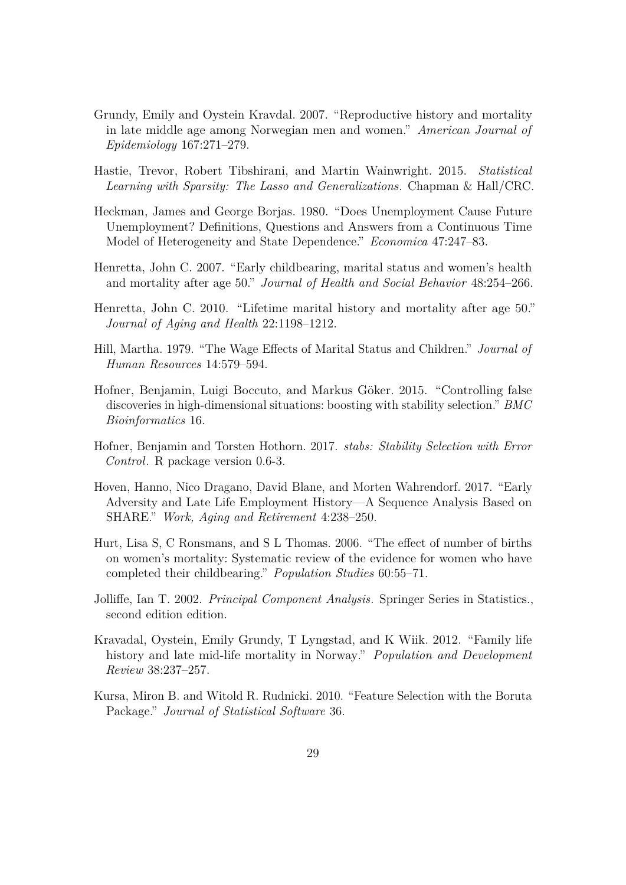Grundy, Emily and Oystein Kravdal. 2007. "Reproductive history and mortality in late middle age among Norwegian men and women." *American Journal of Epidemiology* 167:271–279.

Hastie, Trevor, Robert Tibshirani, and Martin Wainwright. 2015. *Statistical Learning with Sparsity: The Lasso and Generalizations*. Chapman & Hall/CRC.

Heckman, James and George Borjas. 1980. "Does Unemployment Cause Future Unemployment? Definitions, Questions and Answers from a Continuous Time Model of Heterogeneity and State Dependence." *Economica* 47:247–83.

Henretta, John C. 2007. "Early childbearing, marital status and women's health and mortality after age 50." *Journal of Health and Social Behavior* 48:254–266.

Henretta, John C. 2010. "Lifetime marital history and mortality after age 50." *Journal of Aging and Health* 22:1198–1212.

Hill, Martha. 1979. "The Wage Effects of Marital Status and Children." *Journal of Human Resources* 14:579–594.

Hofner, Benjamin, Luigi Boccuto, and Markus Göker. 2015. "Controlling false discoveries in high-dimensional situations: boosting with stability selection." *BMC Bioinformatics* 16.

Hofner, Benjamin and Torsten Hothorn. 2017. *stabs: Stability Selection with Error Control*. R package version 0.6-3.

Hoven, Hanno, Nico Dragano, David Blane, and Morten Wahrendorf. 2017. "Early Adversity and Late Life Employment History—A Sequence Analysis Based on SHARE." *Work, Aging and Retirement* 4:238–250.

Hurt, Lisa S, C Ronsmans, and S L Thomas. 2006. "The effect of number of births on women's mortality: Systematic review of the evidence for women who have completed their childbearing." *Population Studies* 60:55–71.

Jolliffe, Ian T. 2002. *Principal Component Analysis*. Springer Series in Statistics., second edition edition.

Kravadal, Oystein, Emily Grundy, T Lyngstad, and K Wiik. 2012. "Family life history and late mid-life mortality in Norway." *Population and Development Review* 38:237–257.

Kursa, Miron B. and Witold R. Rudnicki. 2010. "Feature Selection with the Boruta Package." *Journal of Statistical Software* 36.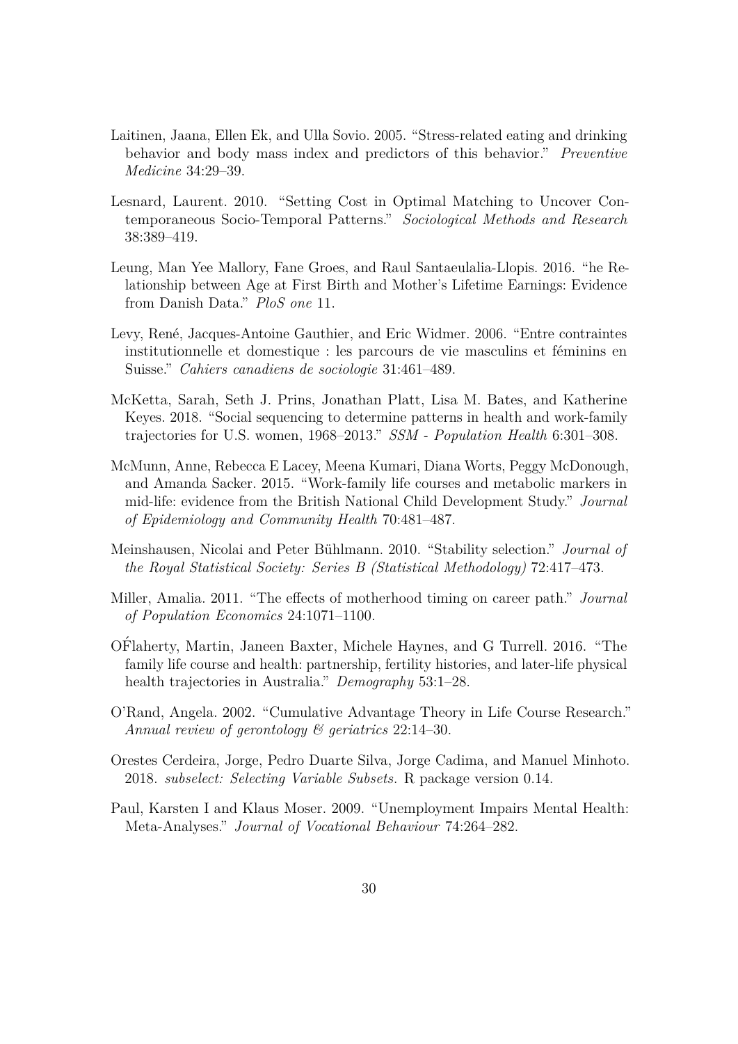Laitinen, Jaana, Ellen Ek, and Ulla Sovio. 2005. "Stress-related eating and drinking behavior and body mass index and predictors of this behavior." *Preventive Medicine* 34:29–39.

Lesnard, Laurent. 2010. "Setting Cost in Optimal Matching to Uncover Contemporaneous Socio-Temporal Patterns." *Sociological Methods and Research* 38:389–419.

Leung, Man Yee Mallory, Fane Groes, and Raul Santaeulalia-Llopis. 2016. "he Relationship between Age at First Birth and Mother's Lifetime Earnings: Evidence from Danish Data." *PloS one* 11.

Levy, René, Jacques-Antoine Gauthier, and Eric Widmer. 2006. "Entre contraintes institutionnelle et domestique : les parcours de vie masculins et féminins en Suisse." *Cahiers canadiens de sociologie* 31:461–489.

McKetta, Sarah, Seth J. Prins, Jonathan Platt, Lisa M. Bates, and Katherine Keyes. 2018. "Social sequencing to determine patterns in health and work-family trajectories for U.S. women, 1968–2013." *SSM - Population Health* 6:301–308.

McMunn, Anne, Rebecca E Lacey, Meena Kumari, Diana Worts, Peggy McDonough, and Amanda Sacker. 2015. "Work-family life courses and metabolic markers in mid-life: evidence from the British National Child Development Study." *Journal of Epidemiology and Community Health* 70:481–487.

Meinshausen, Nicolai and Peter Bühlmann. 2010. "Stability selection." *Journal of the Royal Statistical Society: Series B (Statistical Methodology)* 72:417–473.

Miller, Amalia. 2011. "The effects of motherhood timing on career path." *Journal of Population Economics* 24:1071–1100.

OF́laherty, Martin, Janeen Baxter, Michele Haynes, and G Turrell. 2016. "The family life course and health: partnership, fertility histories, and later-life physical health trajectories in Australia." *Demography* 53:1–28.

O'Rand, Angela. 2002. "Cumulative Advantage Theory in Life Course Research." *Annual review of gerontology & geriatrics* 22:14–30.

Orestes Cerdeira, Jorge, Pedro Duarte Silva, Jorge Cadima, and Manuel Minhoto. 2018. *subselect: Selecting Variable Subsets*. R package version 0.14.

Paul, Karsten I and Klaus Moser. 2009. "Unemployment Impairs Mental Health: Meta-Analyses." *Journal of Vocational Behaviour* 74:264–282.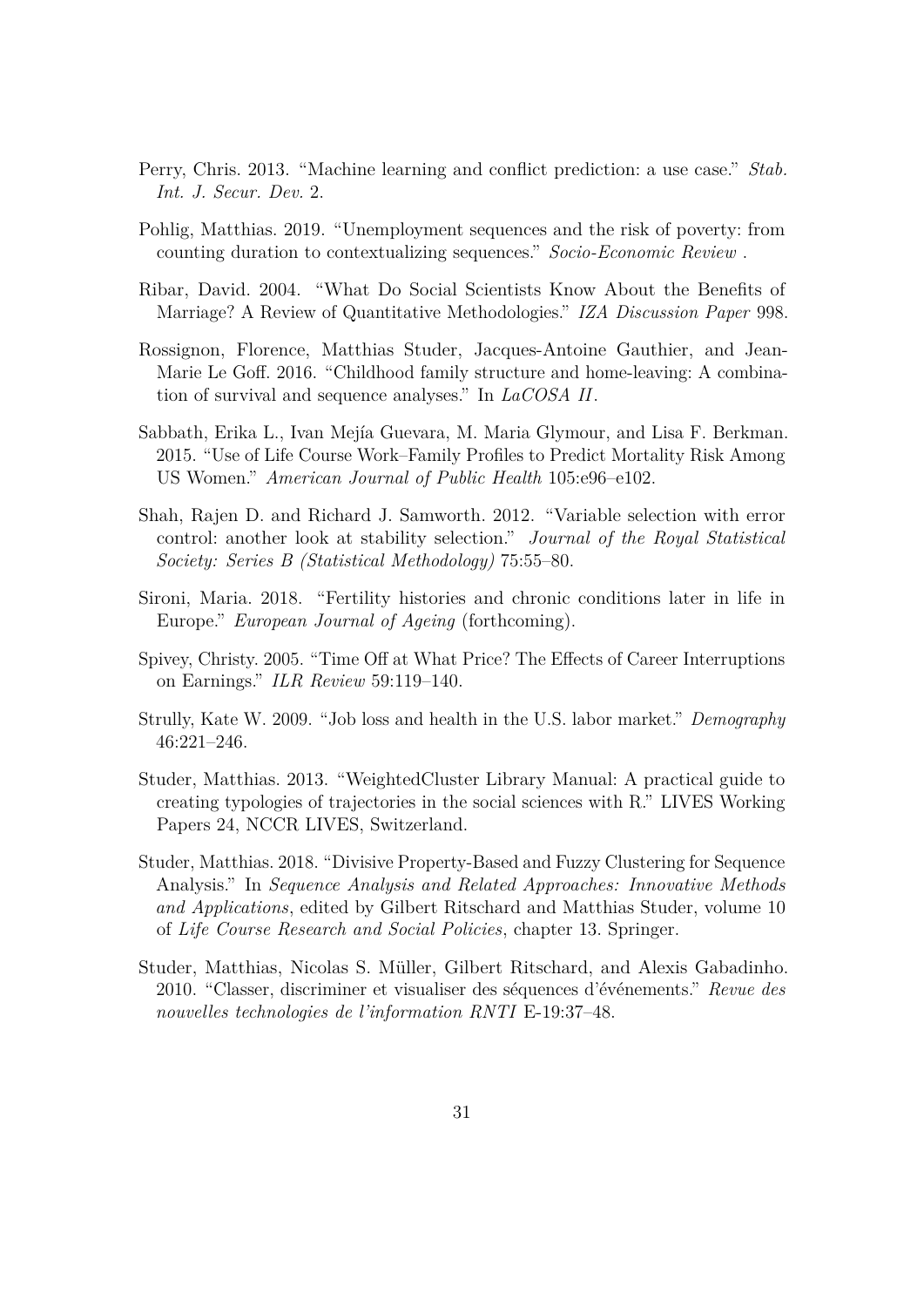Perry, Chris. 2013. "Machine learning and conflict prediction: a use case." *Stab. Int. J. Secur. Dev.* 2.

Pohlig, Matthias. 2019. "Unemployment sequences and the risk of poverty: from counting duration to contextualizing sequences." *Socio-Economic Review* .

Ribar, David. 2004. "What Do Social Scientists Know About the Benefits of Marriage? A Review of Quantitative Methodologies." *IZA Discussion Paper* 998.

Rossignon, Florence, Matthias Studer, Jacques-Antoine Gauthier, and Jean-Marie Le Goff. 2016. "Childhood family structure and home-leaving: A combination of survival and sequence analyses." In *LaCOSA II*.

Sabbath, Erika L., Ivan Mejía Guevara, M. Maria Glymour, and Lisa F. Berkman. 2015. "Use of Life Course Work–Family Profiles to Predict Mortality Risk Among US Women." *American Journal of Public Health* 105:e96–e102.

Shah, Rajen D. and Richard J. Samworth. 2012. "Variable selection with error control: another look at stability selection." *Journal of the Royal Statistical Society: Series B (Statistical Methodology)* 75:55–80.

Sironi, Maria. 2018. "Fertility histories and chronic conditions later in life in Europe." *European Journal of Ageing* (forthcoming).

Spivey, Christy. 2005. "Time Off at What Price? The Effects of Career Interruptions on Earnings." *ILR Review* 59:119–140.

Strully, Kate W. 2009. "Job loss and health in the U.S. labor market." *Demography* 46:221–246.

Studer, Matthias. 2013. "WeightedCluster Library Manual: A practical guide to creating typologies of trajectories in the social sciences with R." LIVES Working Papers 24, NCCR LIVES, Switzerland.

Studer, Matthias. 2018. "Divisive Property-Based and Fuzzy Clustering for Sequence Analysis." In *Sequence Analysis and Related Approaches: Innovative Methods and Applications*, edited by Gilbert Ritschard and Matthias Studer, volume 10 of *Life Course Research and Social Policies*, chapter 13. Springer.

Studer, Matthias, Nicolas S. Müller, Gilbert Ritschard, and Alexis Gabadinho. 2010. "Classer, discriminer et visualiser des séquences d'événements." *Revue des nouvelles technologies de l'information RNTI* E-19:37–48.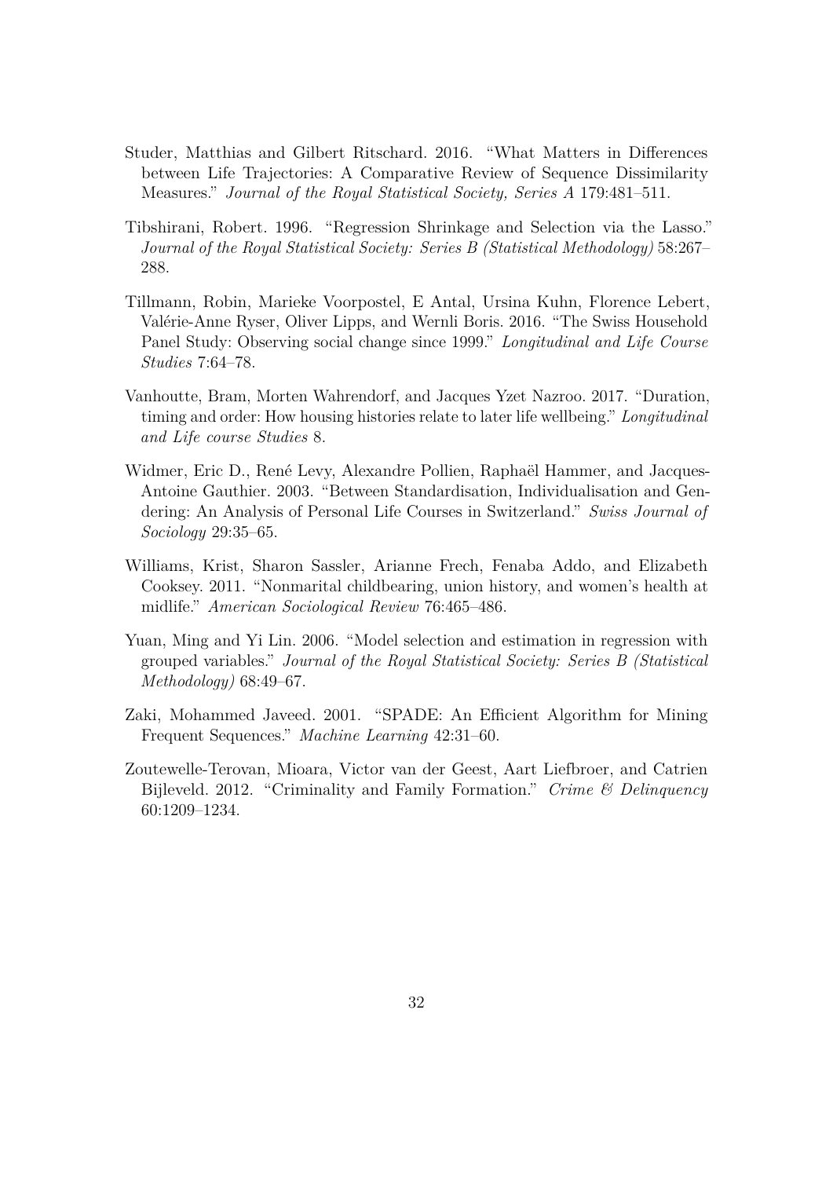Studer, Matthias and Gilbert Ritschard. 2016. "What Matters in Differences between Life Trajectories: A Comparative Review of Sequence Dissimilarity Measures." *Journal of the Royal Statistical Society, Series A* 179:481–511.

Tibshirani, Robert. 1996. "Regression Shrinkage and Selection via the Lasso." *Journal of the Royal Statistical Society: Series B (Statistical Methodology)* 58:267–288.

Tillmann, Robin, Marieke Voorpostel, E Antal, Ursina Kuhn, Florence Lebert, Valérie-Anne Ryser, Oliver Lipps, and Wernli Boris. 2016. "The Swiss Household Panel Study: Observing social change since 1999." *Longitudinal and Life Course Studies* 7:64–78.

Vanhoutte, Bram, Morten Wahrendorf, and Jacques Yzet Nazroo. 2017. "Duration, timing and order: How housing histories relate to later life wellbeing." *Longitudinal and Life course Studies* 8.

Widmer, Eric D., René Levy, Alexandre Pollien, Raphaël Hammer, and Jacques-Antoine Gauthier. 2003. "Between Standardisation, Individualisation and Gendering: An Analysis of Personal Life Courses in Switzerland." *Swiss Journal of Sociology* 29:35–65.

Williams, Krist, Sharon Sassler, Arianne Frech, Fenaba Addo, and Elizabeth Cooksey. 2011. "Nonmarital childbearing, union history, and women's health at midlife." *American Sociological Review* 76:465–486.

Yuan, Ming and Yi Lin. 2006. "Model selection and estimation in regression with grouped variables." *Journal of the Royal Statistical Society: Series B (Statistical Methodology)* 68:49–67.

Zaki, Mohammed Javeed. 2001. "SPADE: An Efficient Algorithm for Mining Frequent Sequences." *Machine Learning* 42:31–60.

Zoutewelle-Terovan, Mioara, Victor van der Geest, Aart Liefbroer, and Catrien Bijleveld. 2012. "Criminality and Family Formation." *Crime & Delinquency* 60:1209–1234.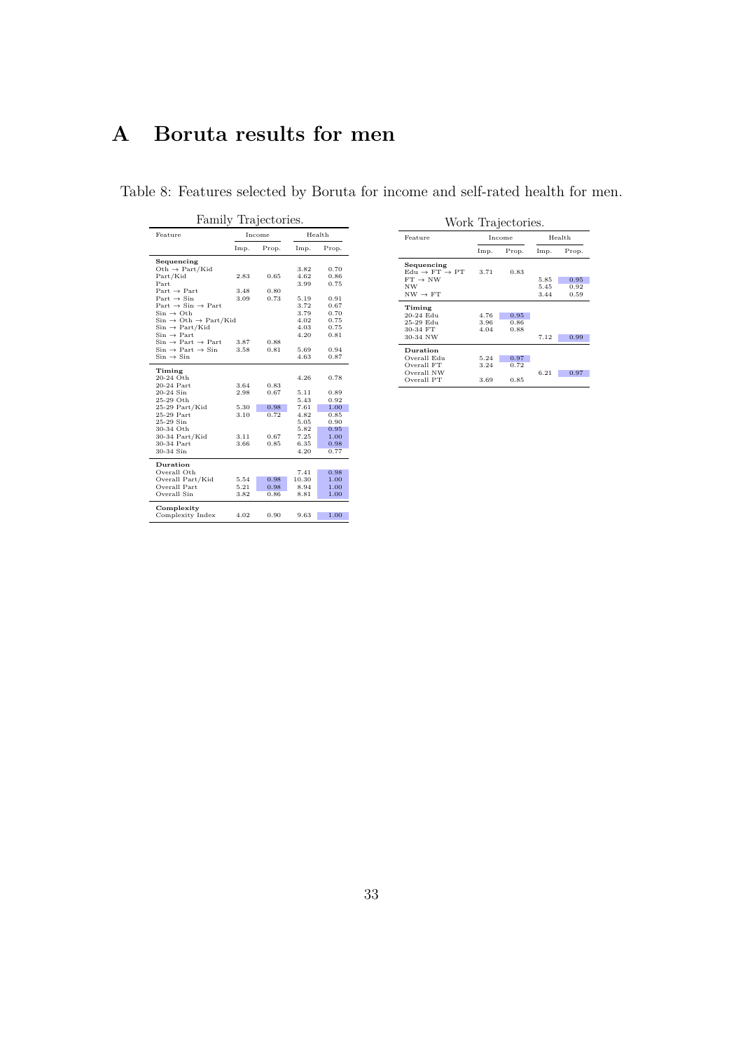# A Boruta results for men

Table 8: Features selected by Boruta for income and self-rated health for men.

Family Trajectories.

| Feature | Income | | Health | |
|---|---|---|---|---|
| | Imp. | Prop. | Imp. | Prop. |
| **Sequencing** | | | | |
| Oth → Part/Kid | | | 3.82 | 0.70 |
| Part/Kid | 2.83 | 0.65 | 4.62 | 0.86 |
| Part | | | 3.99 | 0.75 |
| Part → Part | 3.48 | 0.80 | | |
| Part → Sin | 3.09 | 0.73 | 5.19 | 0.91 |
| Part → Sin → Part | | | 3.72 | 0.67 |
| Sin → Oth | | | 3.79 | 0.70 |
| Sin → Oth → Part/Kid | | | 4.02 | 0.75 |
| Sin → Part/Kid | | | 4.03 | 0.75 |
| Sin → Part | | | 4.20 | 0.81 |
| Sin → Part → Part | 3.87 | 0.88 | | |
| Sin → Part → Sin | 3.58 | 0.81 | 5.69 | 0.94 |
| Sin → Sin | | | 4.63 | 0.87 |
| **Timing** | | | | |
| 20-24 Oth | | | 4.26 | 0.78 |
| 20-24 Part | 3.64 | 0.83 | | |
| 20-24 Sin | 2.98 | 0.67 | 5.11 | 0.89 |
| 25-29 Oth | | | 5.43 | 0.92 |
| 25-29 Part/Kid | 5.30 | 0.98 | 7.61 | 1.00 |
| 25-29 Part | 3.10 | 0.72 | 4.82 | 0.85 |
| 25-29 Sin | | | 5.05 | 0.90 |
| 30-34 Oth | | | 5.82 | 0.95 |
| 30-34 Part/Kid | 3.11 | 0.67 | 7.25 | 1.00 |
| 30-34 Part | 3.66 | 0.85 | 6.35 | 0.98 |
| 30-34 Sin | | | 4.20 | 0.77 |
| **Duration** | | | | |
| Overall Oth | | | 7.41 | 0.98 |
| Overall Part/Kid | 5.54 | 0.98 | 10.30 | 1.00 |
| Overall Part | 5.21 | 0.98 | 8.94 | 1.00 |
| Overall Sin | 3.82 | 0.86 | 8.81 | 1.00 |
| **Complexity** | | | | |
| Complexity Index | 4.02 | 0.90 | 9.63 | 1.00 |

Work Trajectories.

| Feature | Income | | Health | |
|---|---|---|---|---|
| | Imp. | Prop. | Imp. | Prop. |
| **Sequencing** | | | | |
| Edu → FT → PT | 3.71 | 0.83 | | |
| FT → NW | | | 5.85 | 0.95 |
| NW | | | 5.45 | 0.92 |
| NW → FT | | | 3.44 | 0.59 |
| **Timing** | | | | |
| 20-24 Edu | 4.76 | 0.95 | | |
| 25-29 Edu | 3.96 | 0.86 | | |
| 30-34 FT | 4.04 | 0.88 | | |
| 30-34 NW | | | 7.12 | 0.99 |
| **Duration** | | | | |
| Overall Edu | 5.24 | 0.97 | | |
| Overall FT | 3.24 | 0.72 | | |
| Overall NW | | | 6.21 | 0.97 |
| Overall PT | 3.69 | 0.85 | | |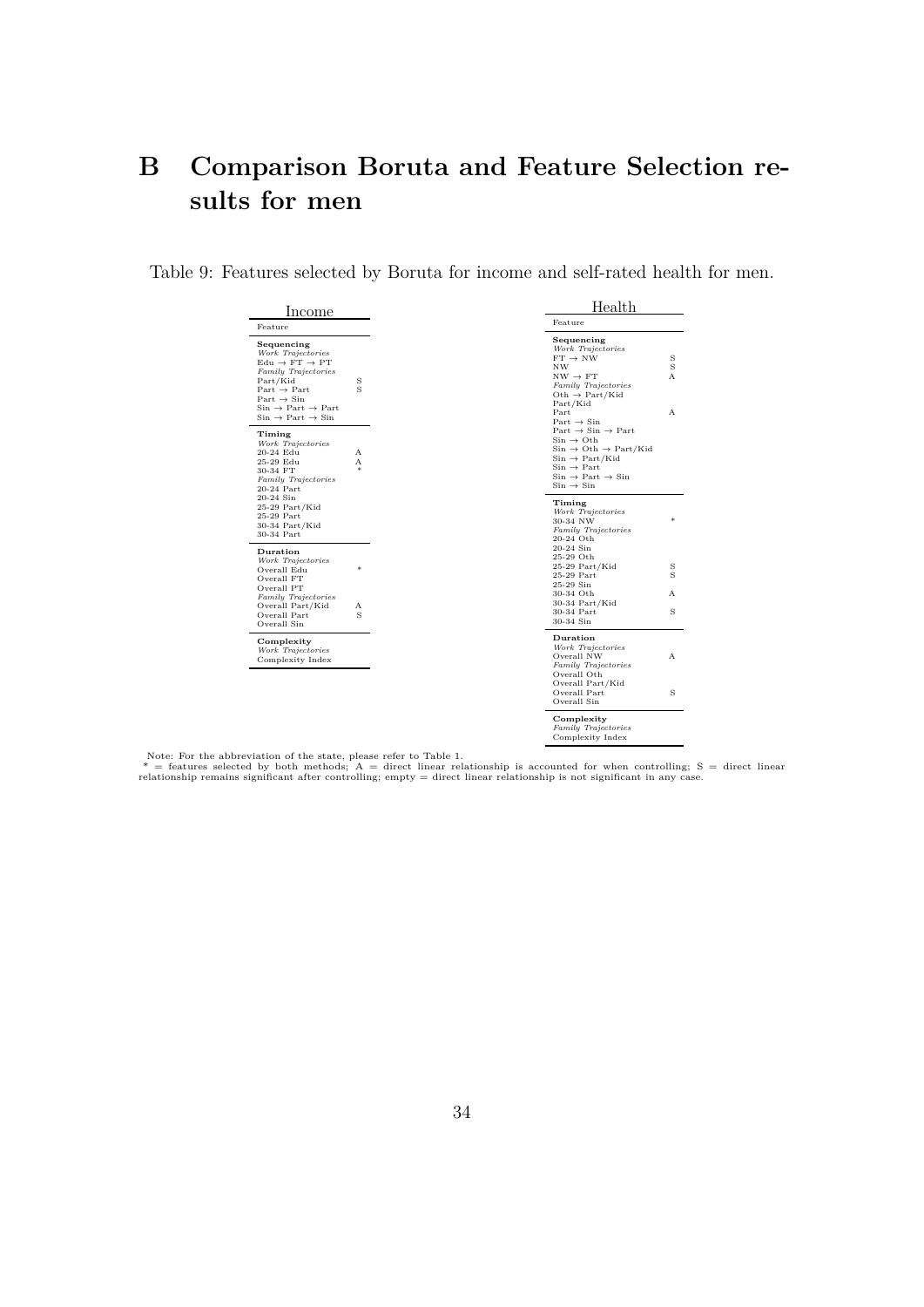# B Comparison Boruta and Feature Selection results for men

Table 9: Features selected by Boruta for income and self-rated health for men.

**Income**

| Feature | |
|---|---|
| **Sequencing** | |
| *Work Trajectories* | |
| Edu → FT → PT | |
| *Family Trajectories* | |
| Part/Kid | S |
| Part → Part | S |
| Part → Sin | |
| Sin → Part → Part | |
| Sin → Part → Sin | |
| **Timing** | |
| *Work Trajectories* | |
| 20-24 Edu | A |
| 25-29 Edu | A |
| 30-34 FT | * |
| *Family Trajectories* | |
| 20-24 Part | |
| 20-24 Sin | |
| 25-29 Part/Kid | |
| 25-29 Part | |
| 30-34 Part/Kid | |
| 30-34 Part | |
| **Duration** | |
| *Work Trajectories* | |
| Overall Edu | * |
| Overall FT | |
| Overall PT | |
| *Family Trajectories* | |
| Overall Part/Kid | A |
| Overall Part | S |
| Overall Sin | |
| **Complexity** | |
| *Work Trajectories* | |
| Complexity Index | |

**Health**

| Feature | |
|---|---|
| **Sequencing** | |
| *Work Trajectories* | |
| FT → NW | S |
| NW | S |
| NW → FT | A |
| *Family Trajectories* | |
| Oth → Part/Kid | |
| Part/Kid | |
| Part | A |
| Part → Sin | |
| Part → Sin → Part | |
| Sin → Oth | |
| Sin → Oth → Part/Kid | |
| Sin → Part/Kid | |
| Sin → Part | |
| Sin → Part → Sin | |
| Sin → Sin | |
| **Timing** | |
| *Work Trajectories* | |
| 30-34 NW | * |
| *Family Trajectories* | |
| 20-24 Oth | |
| 20-24 Sin | |
| 25-29 Oth | |
| 25-29 Part/Kid | S |
| 25-29 Part | S |
| 25-29 Sin | |
| 30-34 Oth | A |
| 30-34 Part/Kid | |
| 30-34 Part | S |
| 30-34 Sin | |
| **Duration** | |
| *Work Trajectories* | |
| Overall NW | A |
| *Family Trajectories* | |
| Overall Oth | |
| Overall Part/Kid | |
| Overall Part | S |
| Overall Sin | |
| **Complexity** | |
| *Family Trajectories* | |
| Complexity Index | |

Note: For the abbreviation of the state, please refer to Table 1.
* = features selected by both methods; A = direct linear relationship is accounted for when controlling; S = direct linear relationship remains significant after controlling; empty = direct linear relationship is not significant in any case.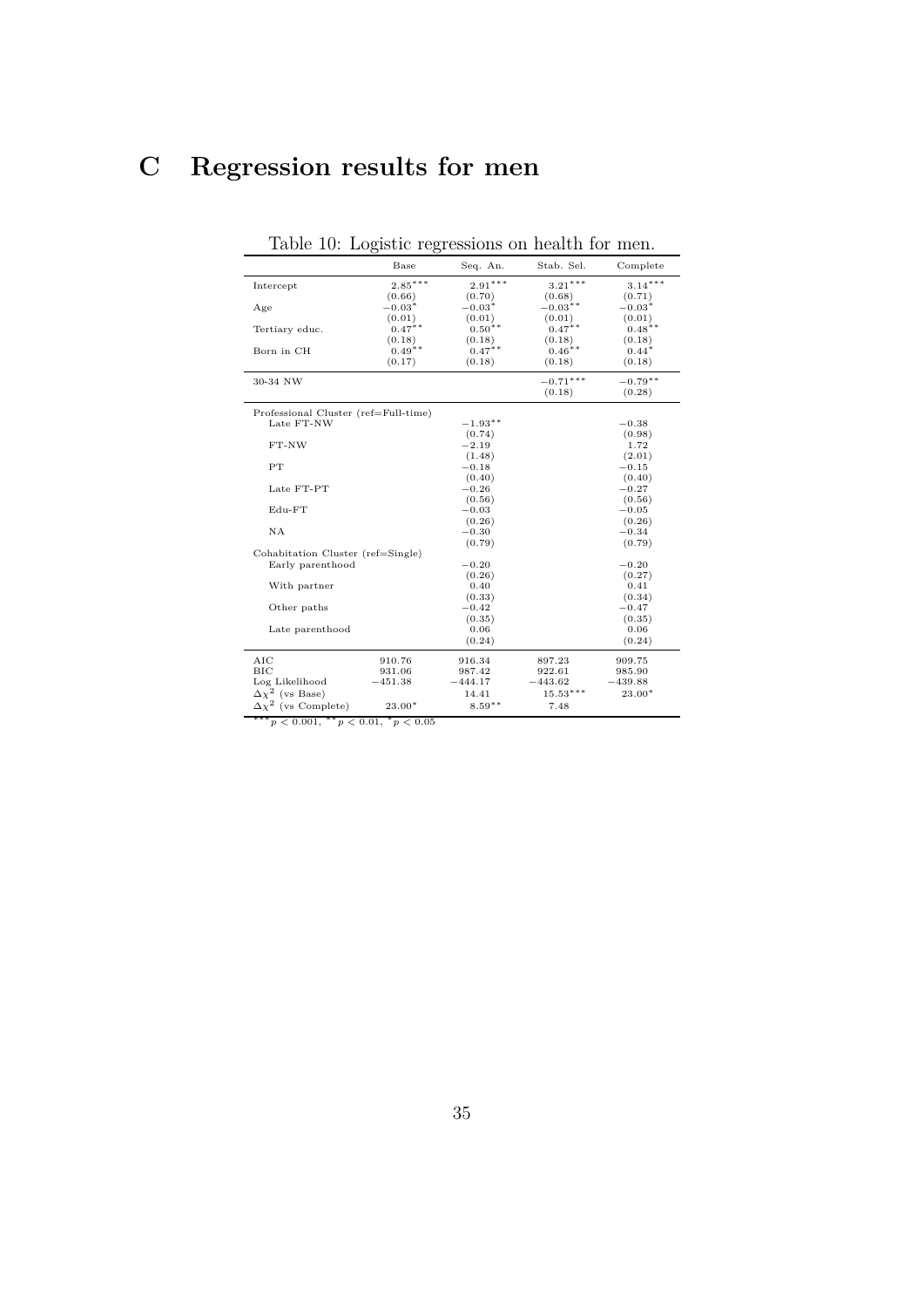# C Regression results for men

Table 10: Logistic regressions on health for men.

| | Base | Seq. An. | Stab. Sel. | Complete |
|---|---|---|---|---|
| Intercept | $2.85^{***}$ | $2.91^{***}$ | $3.21^{***}$ | $3.14^{***}$ |
| | (0.66) | (0.70) | (0.68) | (0.71) |
| Age | $-0.03^{*}$ | $-0.03^{*}$ | $-0.03^{**}$ | $-0.03^{*}$ |
| | (0.01) | (0.01) | (0.01) | (0.01) |
| Tertiary educ. | $0.47^{**}$ | $0.50^{**}$ | $0.47^{**}$ | $0.48^{**}$ |
| | (0.18) | (0.18) | (0.18) | (0.18) |
| Born in CH | $0.49^{**}$ | $0.47^{**}$ | $0.46^{**}$ | $0.44^{*}$ |
| | (0.17) | (0.18) | (0.18) | (0.18) |
| 30-34 NW | | | $-0.71^{***}$ | $-0.79^{**}$ |
| | | | (0.18) | (0.28) |
| Professional Cluster (ref=Full-time) | | | | |
| Late FT-NW | | $-1.93^{**}$ | | $-0.38$ |
| | | (0.74) | | (0.98) |
| FT-NW | | $-2.19$ | | 1.72 |
| | | (1.48) | | (2.01) |
| PT | | $-0.18$ | | $-0.15$ |
| | | (0.40) | | (0.40) |
| Late FT-PT | | $-0.26$ | | $-0.27$ |
| | | (0.56) | | (0.56) |
| Edu-FT | | $-0.03$ | | $-0.05$ |
| | | (0.26) | | (0.26) |
| NA | | $-0.30$ | | $-0.34$ |
| | | (0.79) | | (0.79) |
| Cohabitation Cluster (ref=Single) | | | | |
| Early parenthood | | $-0.20$ | | $-0.20$ |
| | | (0.26) | | (0.27) |
| With partner | | 0.40 | | 0.41 |
| | | (0.33) | | (0.34) |
| Other paths | | $-0.42$ | | $-0.47$ |
| | | (0.35) | | (0.35) |
| Late parenthood | | 0.06 | | 0.06 |
| | | (0.24) | | (0.24) |
| AIC | 910.76 | 916.34 | 897.23 | 909.75 |
| BIC | 931.06 | 987.42 | 922.61 | 985.90 |
| Log Likelihood | $-451.38$ | $-444.17$ | $-443.62$ | $-439.88$ |
| $\Delta\chi^2$ (vs Base) | | 14.41 | $15.53^{***}$ | $23.00^{*}$ |
| $\Delta\chi^2$ (vs Complete) | $23.00^{*}$ | $8.59^{**}$ | 7.48 | |

$^{***}p < 0.001$, $^{**}p < 0.01$, $^{*}p < 0.05$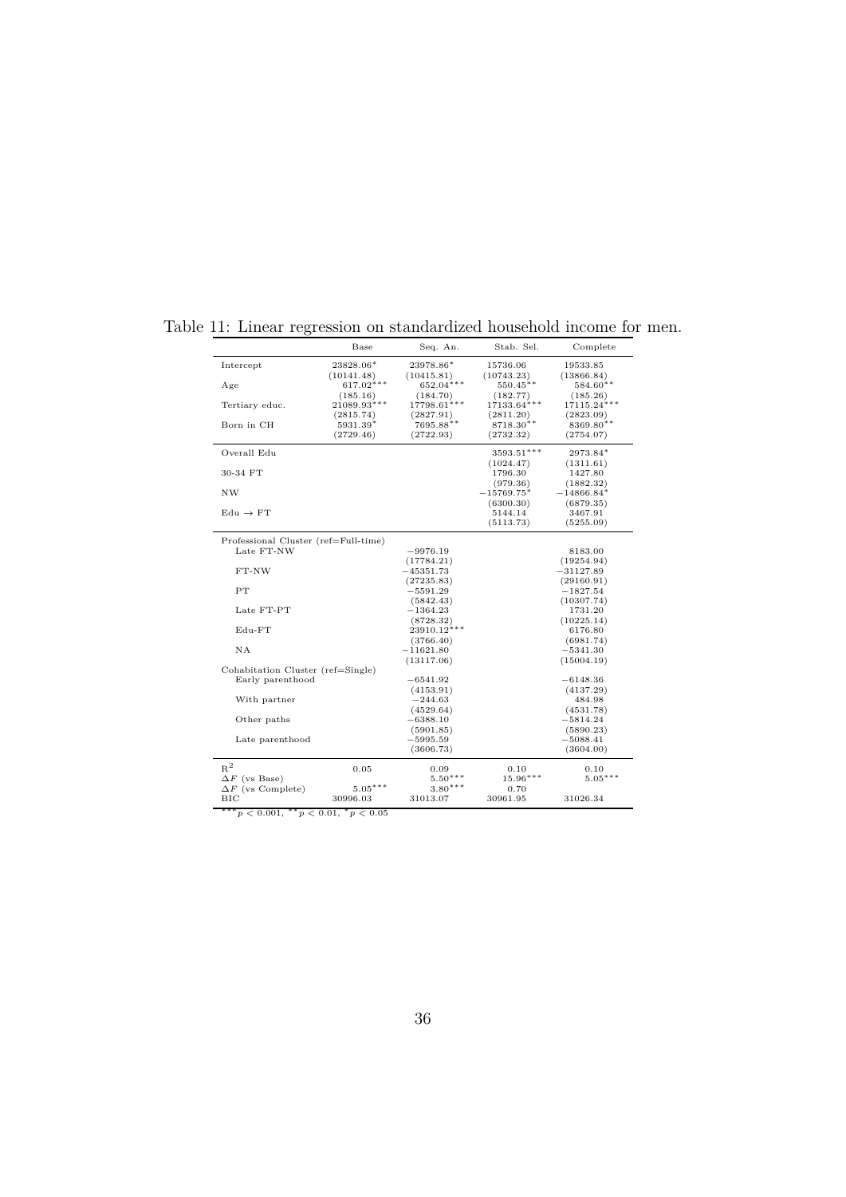Table 11: Linear regression on standardized household income for men.

| | Base | Seq. An. | Stab. Sel. | Complete |
|---|---|---|---|---|
| Intercept | 23828.06* | 23978.86* | 15736.06 | 19533.85 |
| | (10141.48) | (10415.81) | (10743.23) | (13866.84) |
| Age | 617.02*** | 652.04*** | 550.45** | 584.60** |
| | (185.16) | (184.70) | (182.77) | (185.26) |
| Tertiary educ. | 21089.93*** | 17798.61*** | 17133.64*** | 17115.24*** |
| | (2815.74) | (2827.91) | (2811.20) | (2823.09) |
| Born in CH | 5931.39* | 7695.88** | 8718.30** | 8369.80** |
| | (2729.46) | (2722.93) | (2732.32) | (2754.07) |
| Overall Edu | | | 3593.51*** | 2973.84* |
| | | | (1024.47) | (1311.61) |
| 30-34 FT | | | 1796.30 | 1427.80 |
| | | | (979.36) | (1882.32) |
| NW | | | −15769.75* | −14866.84* |
| | | | (6300.30) | (6879.35) |
| Edu $\rightarrow$ FT | | | 5144.14 | 3467.91 |
| | | | (5113.73) | (5255.09) |
| Professional Cluster (ref=Full-time) | | | | |
| Late FT-NW | | −9976.19 | | 8183.00 |
| | | (17784.21) | | (19254.94) |
| FT-NW | | −45351.73 | | −31127.89 |
| | | (27235.83) | | (29160.91) |
| PT | | −5591.29 | | −1827.54 |
| | | (5842.43) | | (10307.74) |
| Late FT-PT | | −1364.23 | | 1731.20 |
| | | (8728.32) | | (10225.14) |
| Edu-FT | | 23910.12*** | | 6176.80 |
| | | (3766.40) | | (6981.74) |
| NA | | −11621.80 | | −5341.30 |
| | | (13117.06) | | (15004.19) |
| Cohabitation Cluster (ref=Single) | | | | |
| Early parenthood | | −6541.92 | | −6148.36 |
| | | (4153.91) | | (4137.29) |
| With partner | | −244.63 | | 484.98 |
| | | (4529.64) | | (4531.78) |
| Other paths | | −6388.10 | | −5814.24 |
| | | (5901.85) | | (5890.23) |
| Late parenthood | | −5995.59 | | −5088.41 |
| | | (3606.73) | | (3604.00) |
| $R^2$ | 0.05 | 0.09 | 0.10 | 0.10 |
| $\Delta F$ (vs Base) | | 5.50*** | 15.96*** | 5.05*** |
| $\Delta F$ (vs Complete) | 5.05*** | 3.80*** | 0.70 | |
| BIC | 30996.03 | 31013.07 | 30961.95 | 31026.34 |

*** $p < 0.001$, ** $p < 0.01$, * $p < 0.05$